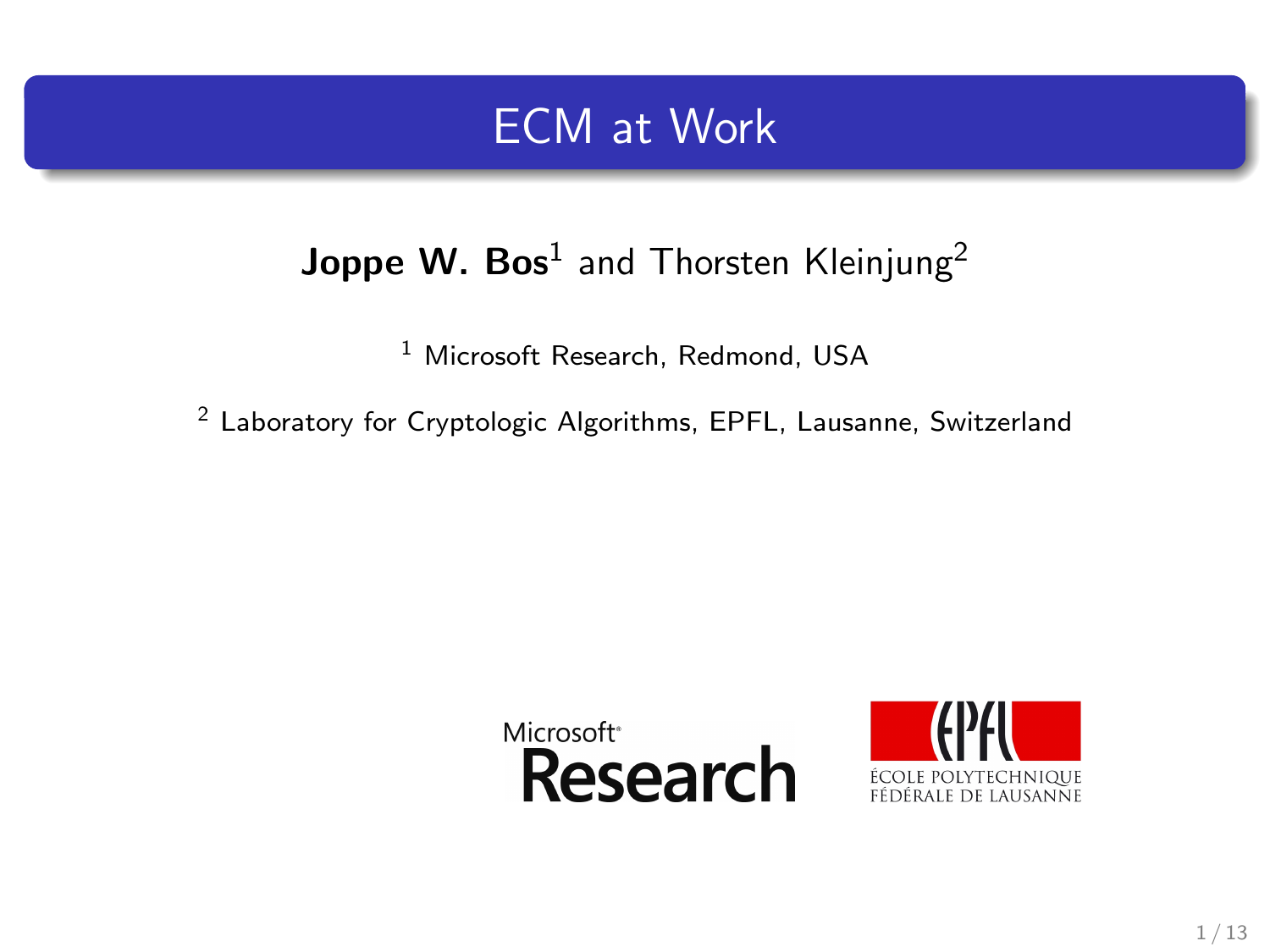# ECM at Work

**Joppe W. Bos**[1] and Thorsten Kleinjung[2]

[1] Microsoft Research, Redmond, USA

[2] Laboratory for Cryptologic Algorithms, EPFL, Lausanne, Switzerland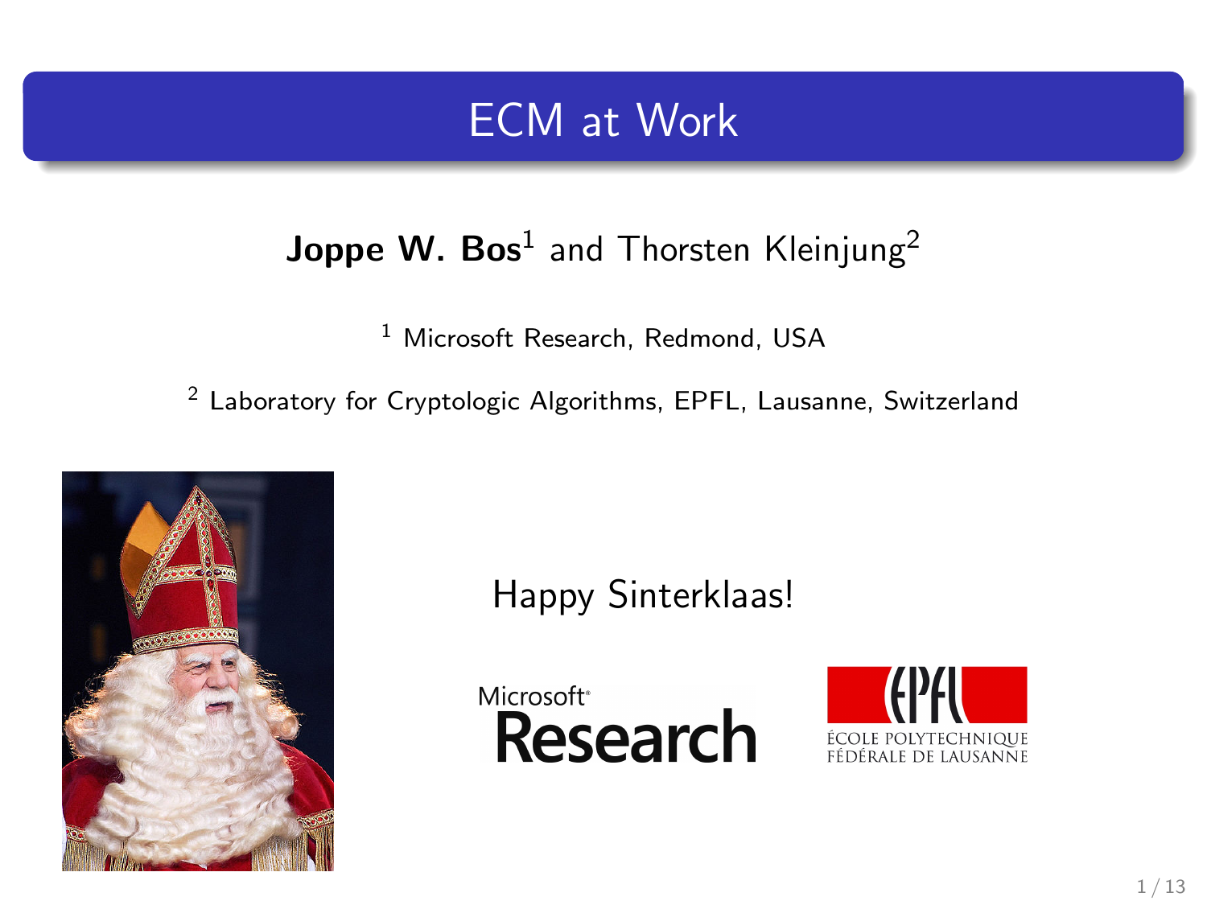# ECM at Work

**Joppe W. Bos**[1] and Thorsten Kleinjung[2]

[1] Microsoft Research, Redmond, USA

[2] Laboratory for Cryptologic Algorithms, EPFL, Lausanne, Switzerland

Happy Sinterklaas!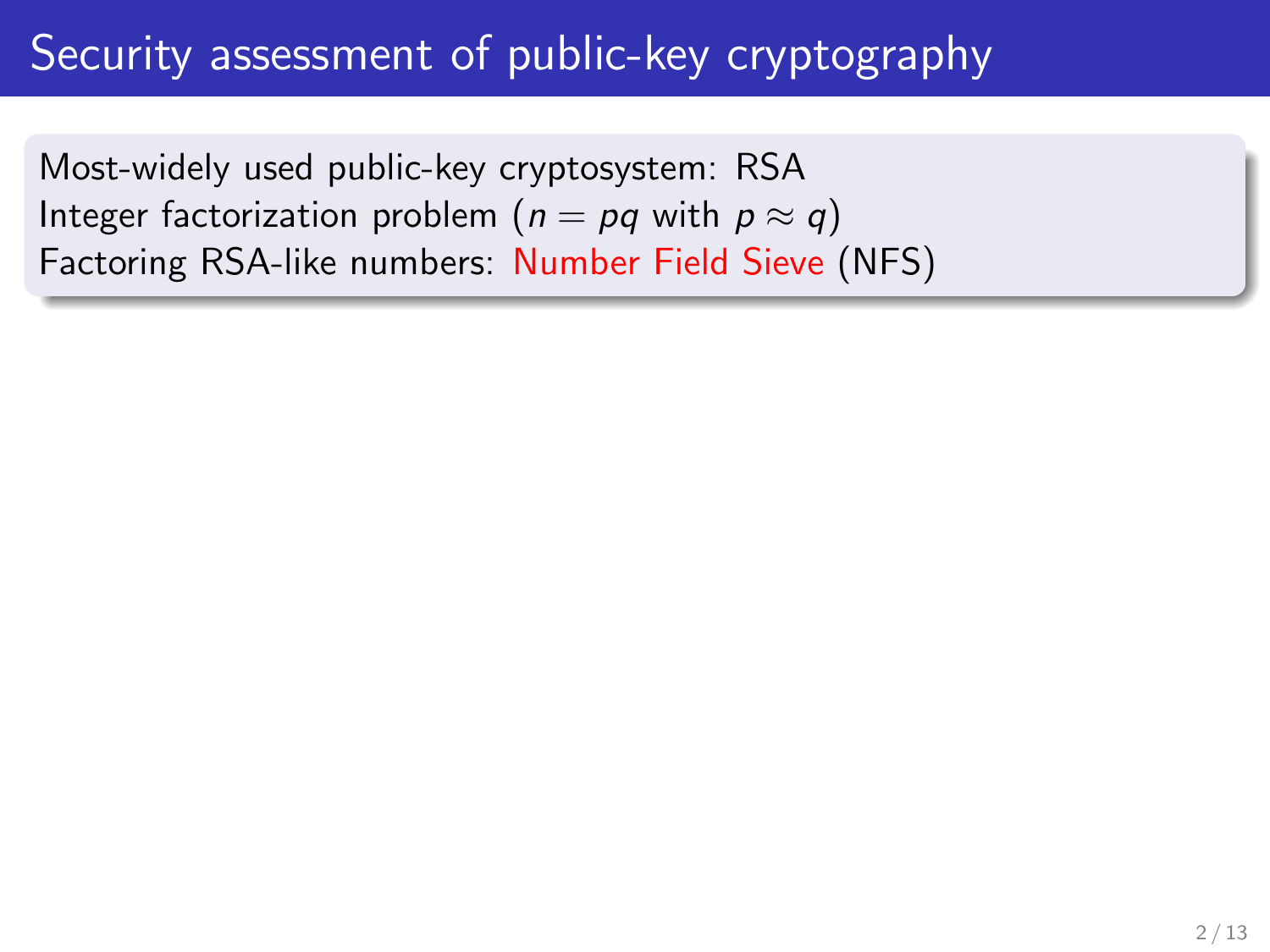# Security assessment of public-key cryptography

Most-widely used public-key cryptosystem: RSA
Integer factorization problem ($n = pq$ with $p \approx q$)
Factoring RSA-like numbers: Number Field Sieve (NFS)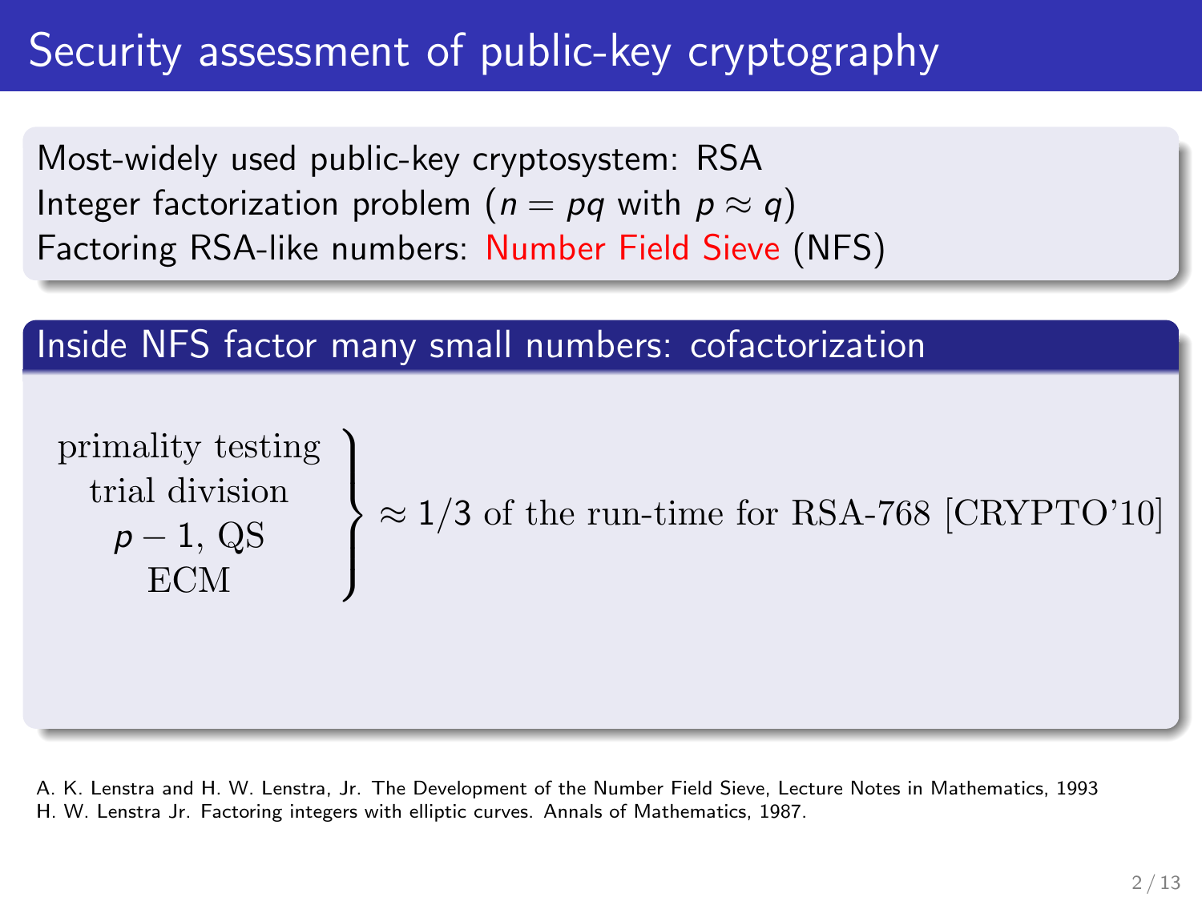# Security assessment of public-key cryptography

Most-widely used public-key cryptosystem: RSA
Integer factorization problem ($n = pq$ with $p \approx q$)
Factoring RSA-like numbers: Number Field Sieve (NFS)

## Inside NFS factor many small numbers: cofactorization

$$\left.\begin{array}{c}\text{primality testing}\\ \text{trial division}\\ p-1,\ \text{QS}\\ \text{ECM}\end{array}\right\} \approx 1/3 \text{ of the run-time for RSA-768 [CRYPTO'10]}$$

A. K. Lenstra and H. W. Lenstra, Jr. The Development of the Number Field Sieve, Lecture Notes in Mathematics, 1993
H. W. Lenstra Jr. Factoring integers with elliptic curves. Annals of Mathematics, 1987.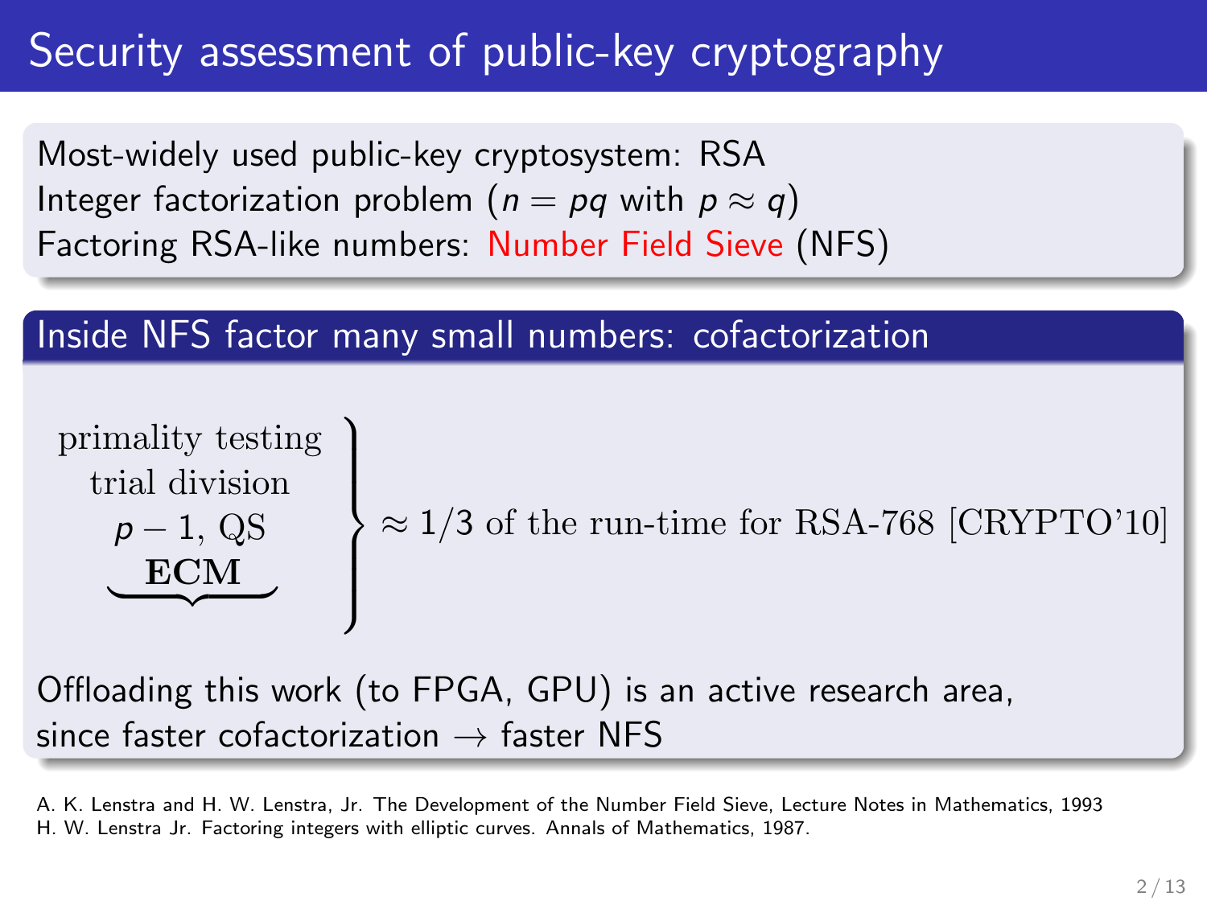# Security assessment of public-key cryptography

Most-widely used public-key cryptosystem: RSA
Integer factorization problem ($n = pq$ with $p \approx q$)
Factoring RSA-like numbers: Number Field Sieve (NFS)

## Inside NFS factor many small numbers: cofactorization

$$\left.\begin{array}{c}\text{primality testing}\\ \text{trial division}\\ p-1,\ \text{QS}\\ \underbrace{\textbf{ECM}}\end{array}\right\} \approx 1/3 \text{ of the run-time for RSA-768 [CRYPTO'10]}$$

Offloading this work (to FPGA, GPU) is an active research area,
since faster cofactorization $\rightarrow$ faster NFS

A. K. Lenstra and H. W. Lenstra, Jr. The Development of the Number Field Sieve, Lecture Notes in Mathematics, 1993
H. W. Lenstra Jr. Factoring integers with elliptic curves. Annals of Mathematics, 1987.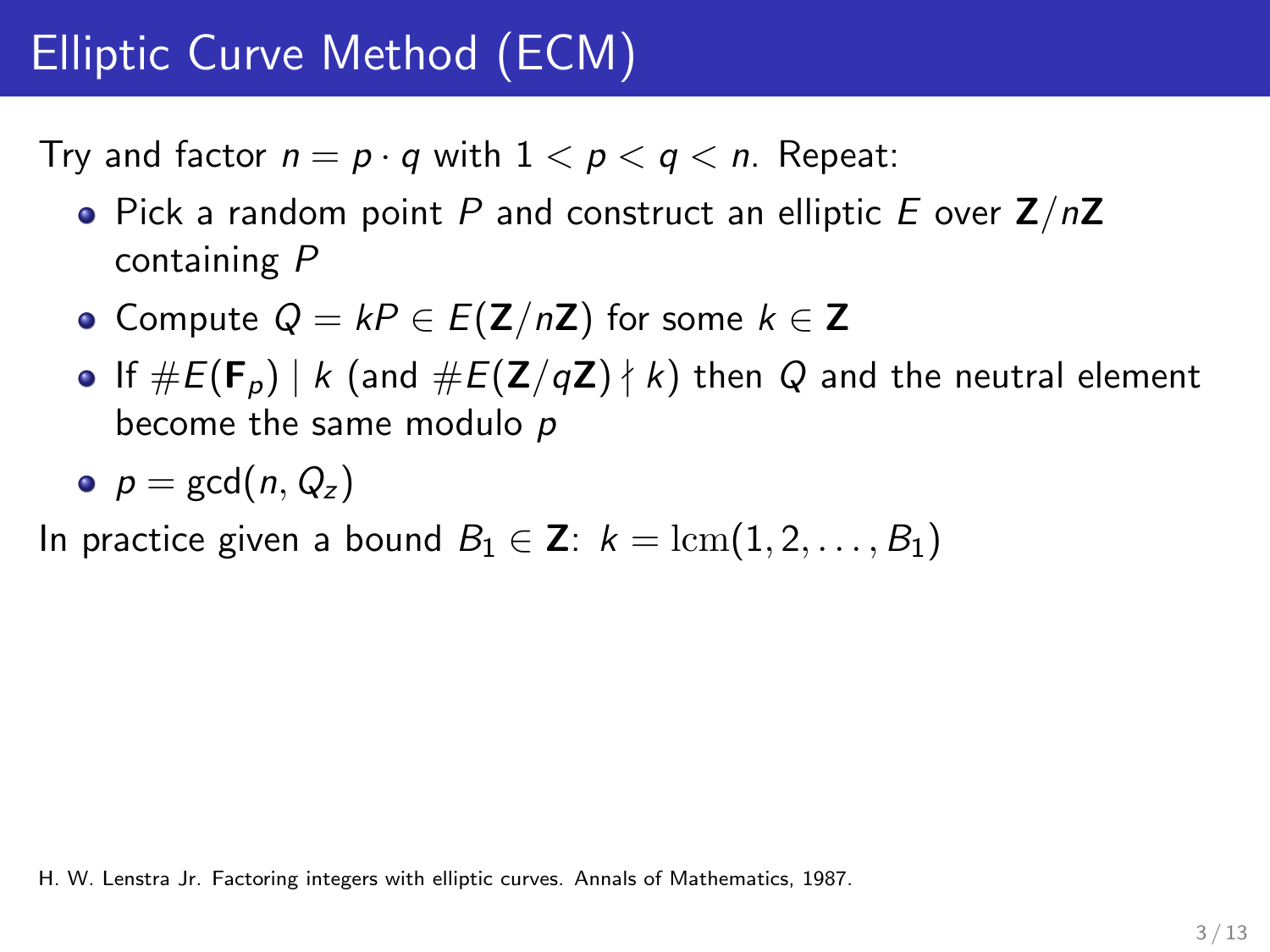# Elliptic Curve Method (ECM)

Try and factor $n = p \cdot q$ with $1 < p < q < n$. Repeat:

- Pick a random point $P$ and construct an elliptic $E$ over $\mathbf{Z}/n\mathbf{Z}$ containing $P$
- Compute $Q = kP \in E(\mathbf{Z}/n\mathbf{Z})$ for some $k \in \mathbf{Z}$
- If $\#E(\mathbf{F}_p) \mid k$ (and $\#E(\mathbf{Z}/q\mathbf{Z}) \nmid k$) then $Q$ and the neutral element become the same modulo $p$
- $p = \gcd(n, Q_z)$

In practice given a bound $B_1 \in \mathbf{Z}$: $k = \mathrm{lcm}(1, 2, \ldots, B_1)$

H. W. Lenstra Jr. Factoring integers with elliptic curves. Annals of Mathematics, 1987.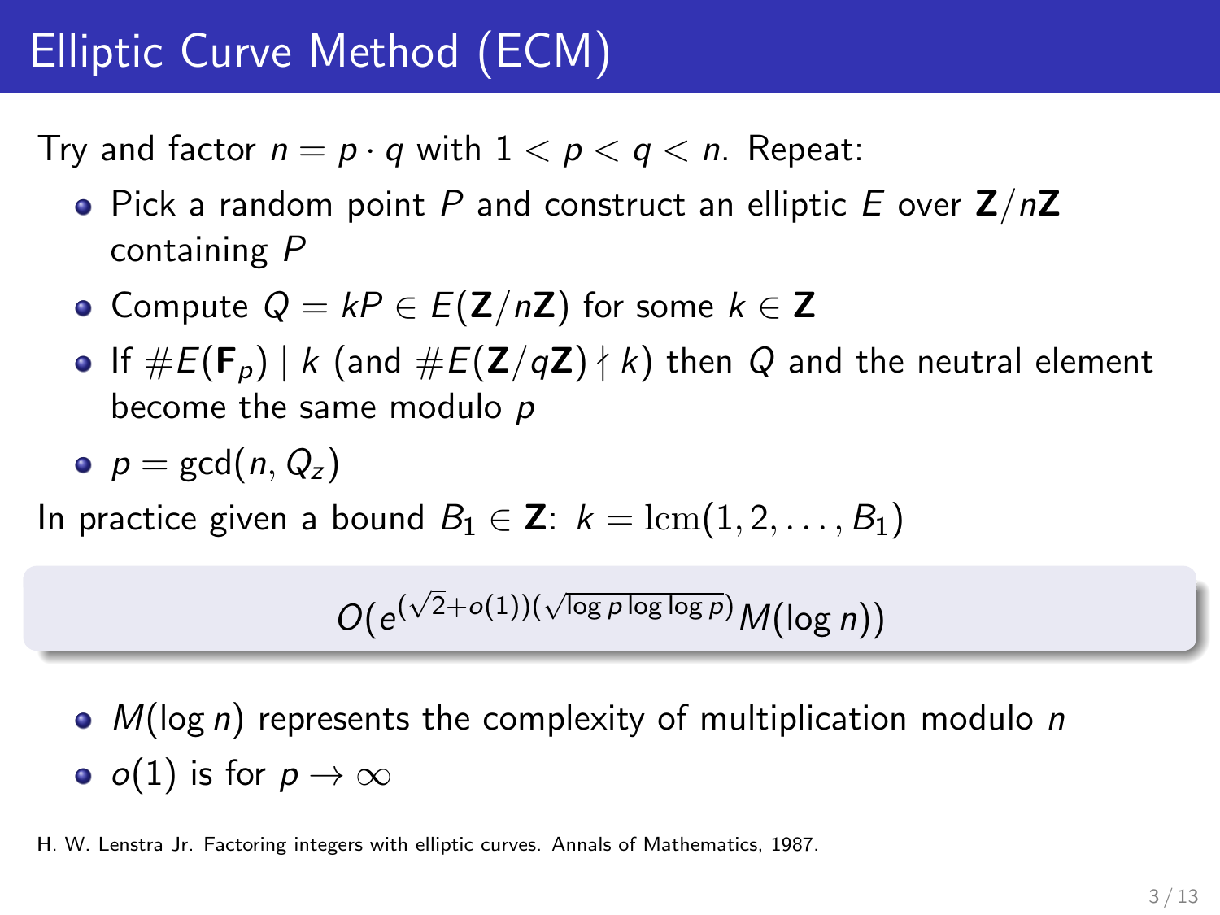# Elliptic Curve Method (ECM)

Try and factor $n = p \cdot q$ with $1 < p < q < n$. Repeat:

- Pick a random point $P$ and construct an elliptic $E$ over $\mathbf{Z}/n\mathbf{Z}$ containing $P$
- Compute $Q = kP \in E(\mathbf{Z}/n\mathbf{Z})$ for some $k \in \mathbf{Z}$
- If $\#E(\mathbf{F}_p) \mid k$ (and $\#E(\mathbf{Z}/q\mathbf{Z}) \nmid k$) then $Q$ and the neutral element become the same modulo $p$
- $p = \gcd(n, Q_z)$

In practice given a bound $B_1 \in \mathbf{Z}$: $k = \mathrm{lcm}(1, 2, \ldots, B_1)$

$$O(e^{(\sqrt{2}+o(1))(\sqrt{\log p \log\log p})} M(\log n))$$

- $M(\log n)$ represents the complexity of multiplication modulo $n$
- $o(1)$ is for $p \to \infty$

H. W. Lenstra Jr. Factoring integers with elliptic curves. Annals of Mathematics, 1987.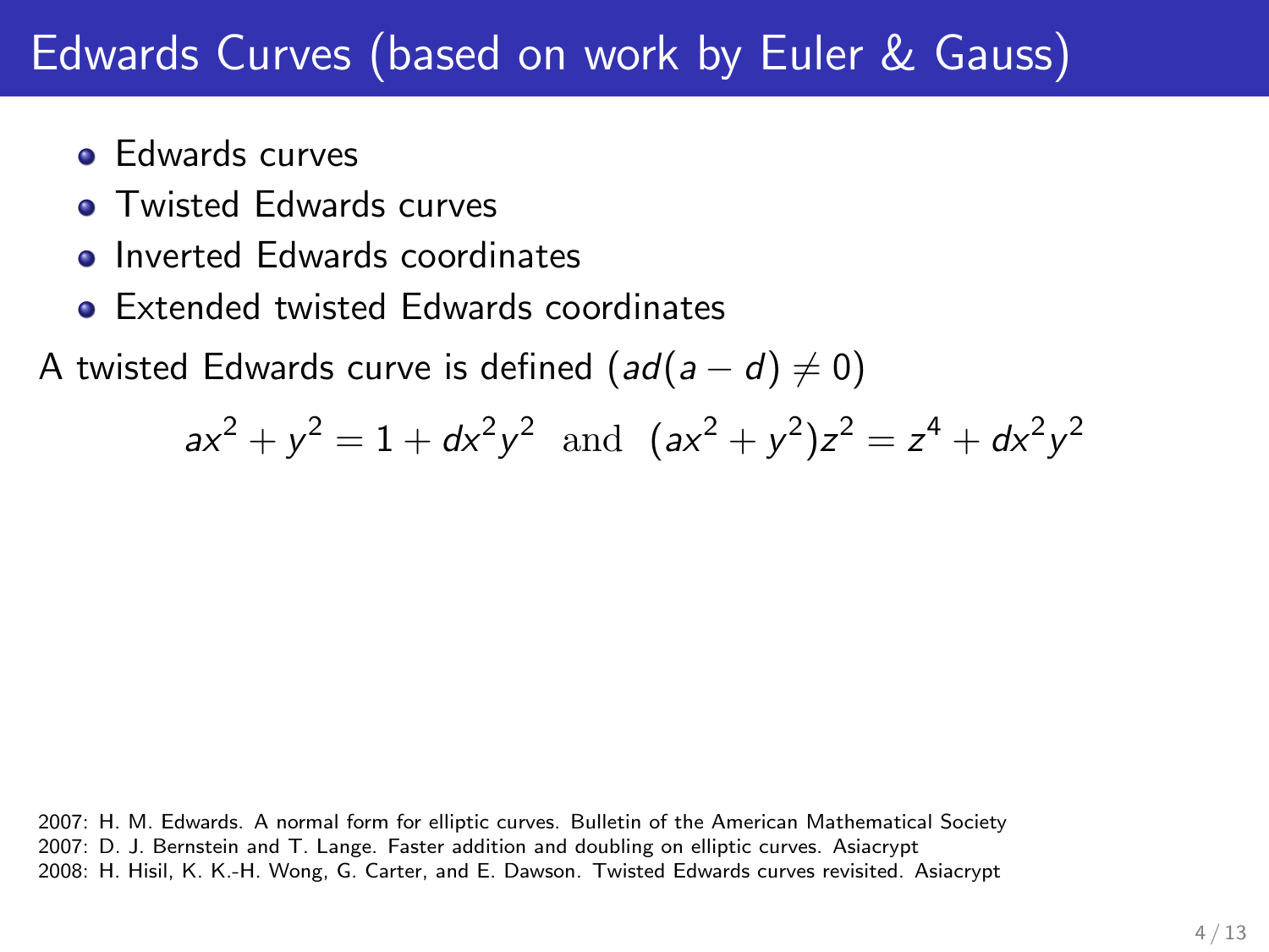# Edwards Curves (based on work by Euler & Gauss)

- Edwards curves
- Twisted Edwards curves
- Inverted Edwards coordinates
- Extended twisted Edwards coordinates

A twisted Edwards curve is defined ($ad(a-d) \neq 0$)

$$ax^2 + y^2 = 1 + dx^2y^2 \ \text{ and } \ (ax^2 + y^2)z^2 = z^4 + dx^2y^2$$

2007: H. M. Edwards. A normal form for elliptic curves. Bulletin of the American Mathematical Society
2007: D. J. Bernstein and T. Lange. Faster addition and doubling on elliptic curves. Asiacrypt
2008: H. Hisil, K. K.-H. Wong, G. Carter, and E. Dawson. Twisted Edwards curves revisited. Asiacrypt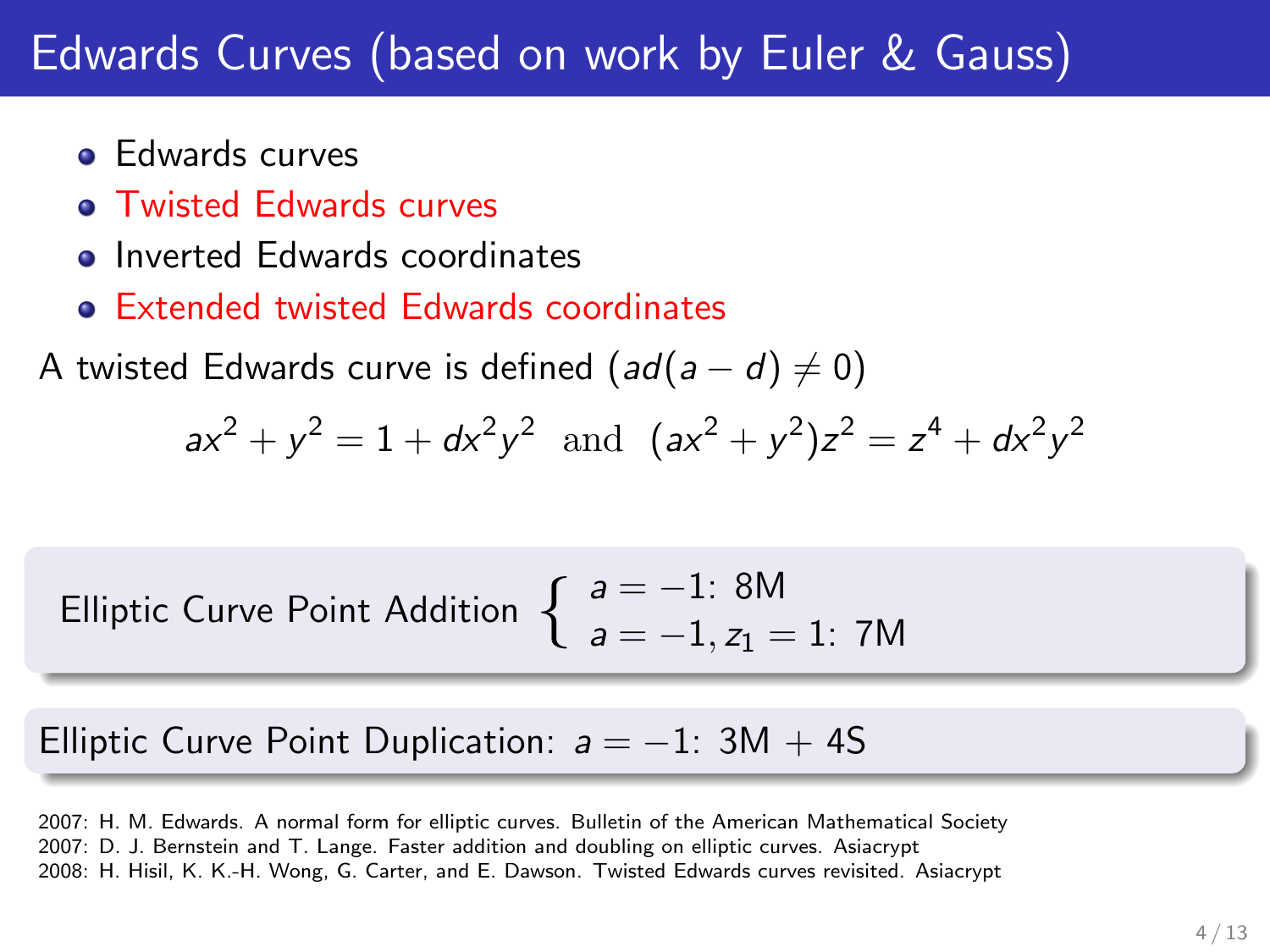# Edwards Curves (based on work by Euler & Gauss)

- Edwards curves
- Twisted Edwards curves
- Inverted Edwards coordinates
- Extended twisted Edwards coordinates

A twisted Edwards curve is defined ($ad(a-d) \neq 0$)

$$ax^2 + y^2 = 1 + dx^2y^2 \text{ and } (ax^2 + y^2)z^2 = z^4 + dx^2y^2$$

Elliptic Curve Point Addition $\begin{cases} a = -1\text{: 8M} \\ a = -1, z_1 = 1\text{: 7M} \end{cases}$

Elliptic Curve Point Duplication: $a = -1$: 3M + 4S

2007: H. M. Edwards. A normal form for elliptic curves. Bulletin of the American Mathematical Society
2007: D. J. Bernstein and T. Lange. Faster addition and doubling on elliptic curves. Asiacrypt
2008: H. Hisil, K. K.-H. Wong, G. Carter, and E. Dawson. Twisted Edwards curves revisited. Asiacrypt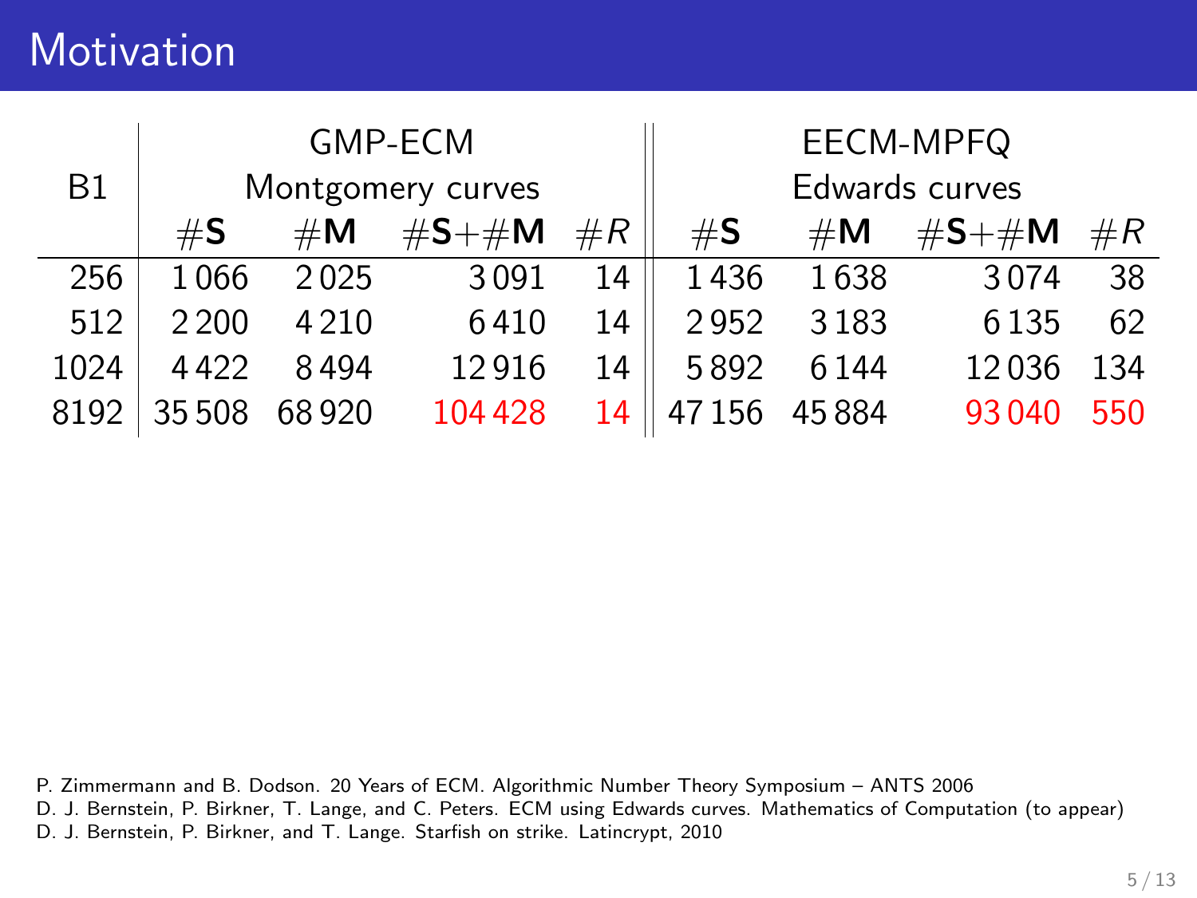# Motivation

| B1 | GMP-ECM Montgomery curves | | | | EECM-MPFQ Edwards curves | | | |
|---|---|---|---|---|---|---|---|---|
| | #**S** | #**M** | #**S**+#**M** | #$R$ | #**S** | #**M** | #**S**+#**M** | #$R$ |
| 256 | 1 066 | 2 025 | 3 091 | 14 | 1 436 | 1 638 | 3 074 | 38 |
| 512 | 2 200 | 4 210 | 6 410 | 14 | 2 952 | 3 183 | 6 135 | 62 |
| 1024 | 4 422 | 8 494 | 12 916 | 14 | 5 892 | 6 144 | 12 036 | 134 |
| 8192 | 35 508 | 68 920 | 104 428 | 14 | 47 156 | 45 884 | 93 040 | 550 |

P. Zimmermann and B. Dodson. 20 Years of ECM. Algorithmic Number Theory Symposium – ANTS 2006

D. J. Bernstein, P. Birkner, T. Lange, and C. Peters. ECM using Edwards curves. Mathematics of Computation (to appear)

D. J. Bernstein, P. Birkner, and T. Lange. Starfish on strike. Latincrypt, 2010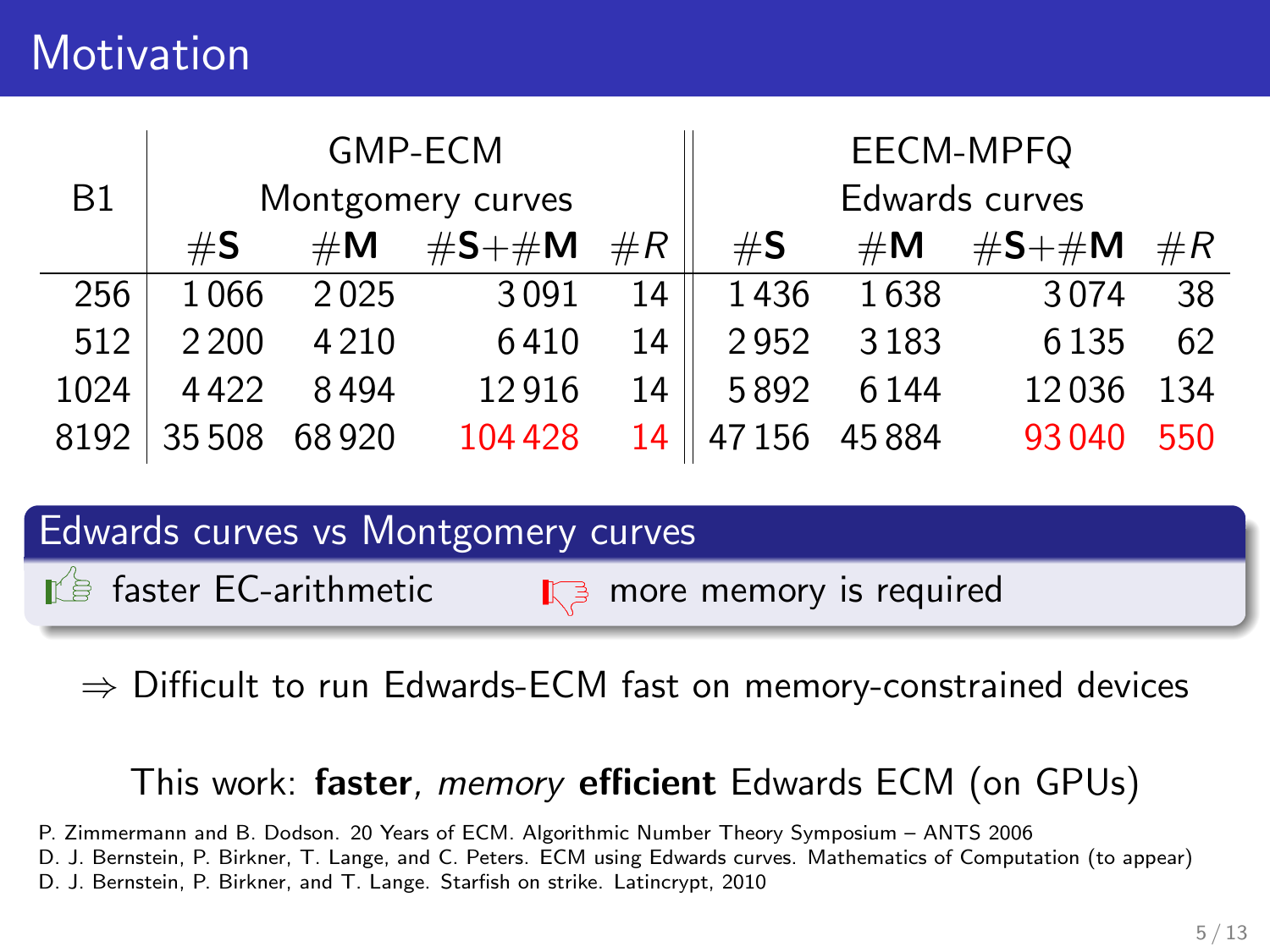# Motivation

| B1 | GMP-ECM Montgomery curves | | | | EECM-MPFQ Edwards curves | | | |
|---|---|---|---|---|---|---|---|---|
| | #**S** | #**M** | #**S**+#**M** | #$R$ | #**S** | #**M** | #**S**+#**M** | #$R$ |
| 256 | 1 066 | 2 025 | 3 091 | 14 | 1 436 | 1 638 | 3 074 | 38 |
| 512 | 2 200 | 4 210 | 6 410 | 14 | 2 952 | 3 183 | 6 135 | 62 |
| 1024 | 4 422 | 8 494 | 12 916 | 14 | 5 892 | 6 144 | 12 036 | 134 |
| 8192 | 35 508 | 68 920 | 104 428 | 14 | 47 156 | 45 884 | 93 040 | 550 |

## Edwards curves vs Montgomery curves

- 👍 faster EC-arithmetic
- 👎 more memory is required

$\Rightarrow$ Difficult to run Edwards-ECM fast on memory-constrained devices

This work: **faster**, *memory* **efficient** Edwards ECM (on GPUs)

P. Zimmermann and B. Dodson. 20 Years of ECM. Algorithmic Number Theory Symposium – ANTS 2006
D. J. Bernstein, P. Birkner, T. Lange, and C. Peters. ECM using Edwards curves. Mathematics of Computation (to appear)
D. J. Bernstein, P. Birkner, and T. Lange. Starfish on strike. Latincrypt, 2010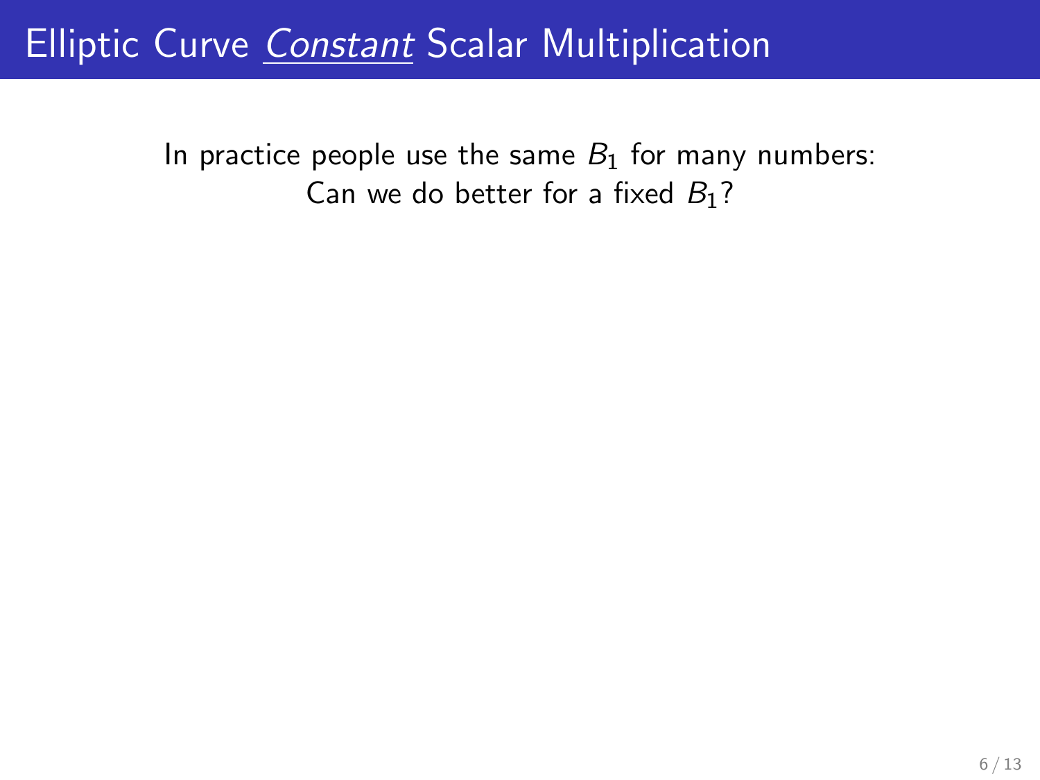# Elliptic Curve *Constant* Scalar Multiplication

In practice people use the same $B_1$ for many numbers:
Can we do better for a fixed $B_1$?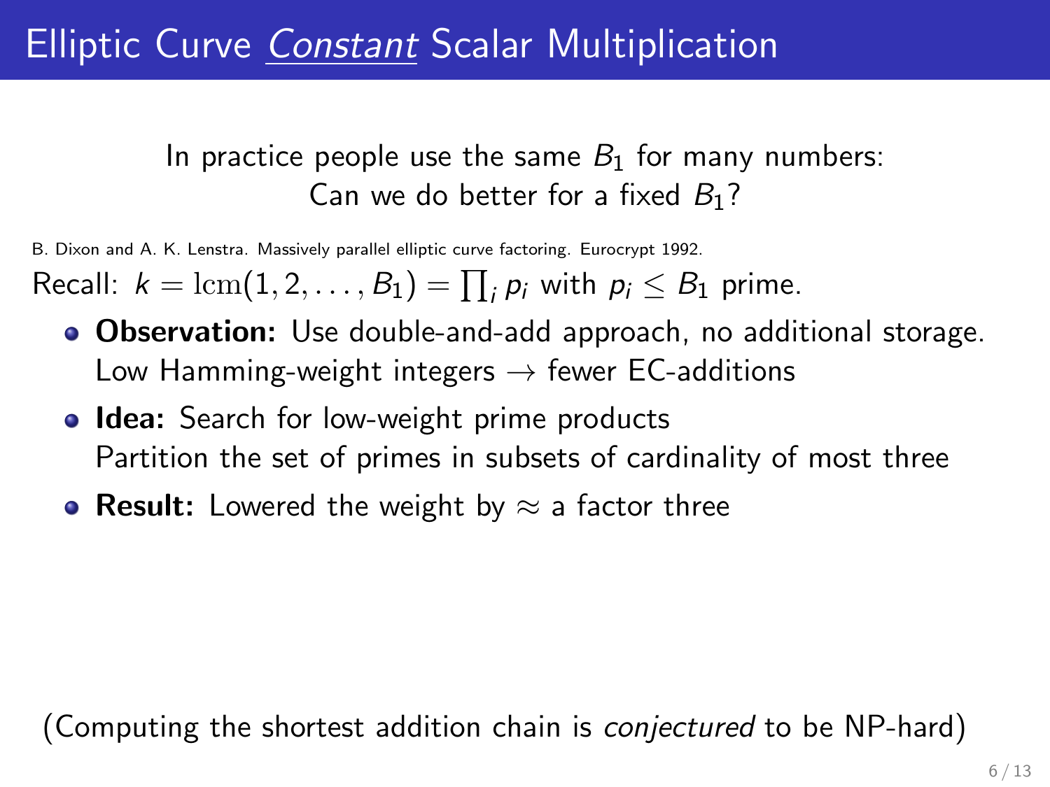# Elliptic Curve *Constant* Scalar Multiplication

In practice people use the same $B_1$ for many numbers:
Can we do better for a fixed $B_1$?

B. Dixon and A. K. Lenstra. Massively parallel elliptic curve factoring. Eurocrypt 1992.

Recall: $k = \mathrm{lcm}(1, 2, \ldots, B_1) = \prod_i p_i$ with $p_i \leq B_1$ prime.

- **Observation:** Use double-and-add approach, no additional storage.
  Low Hamming-weight integers $\rightarrow$ fewer EC-additions
- **Idea:** Search for low-weight prime products
  Partition the set of primes in subsets of cardinality of most three
- **Result:** Lowered the weight by $\approx$ a factor three

(Computing the shortest addition chain is *conjectured* to be NP-hard)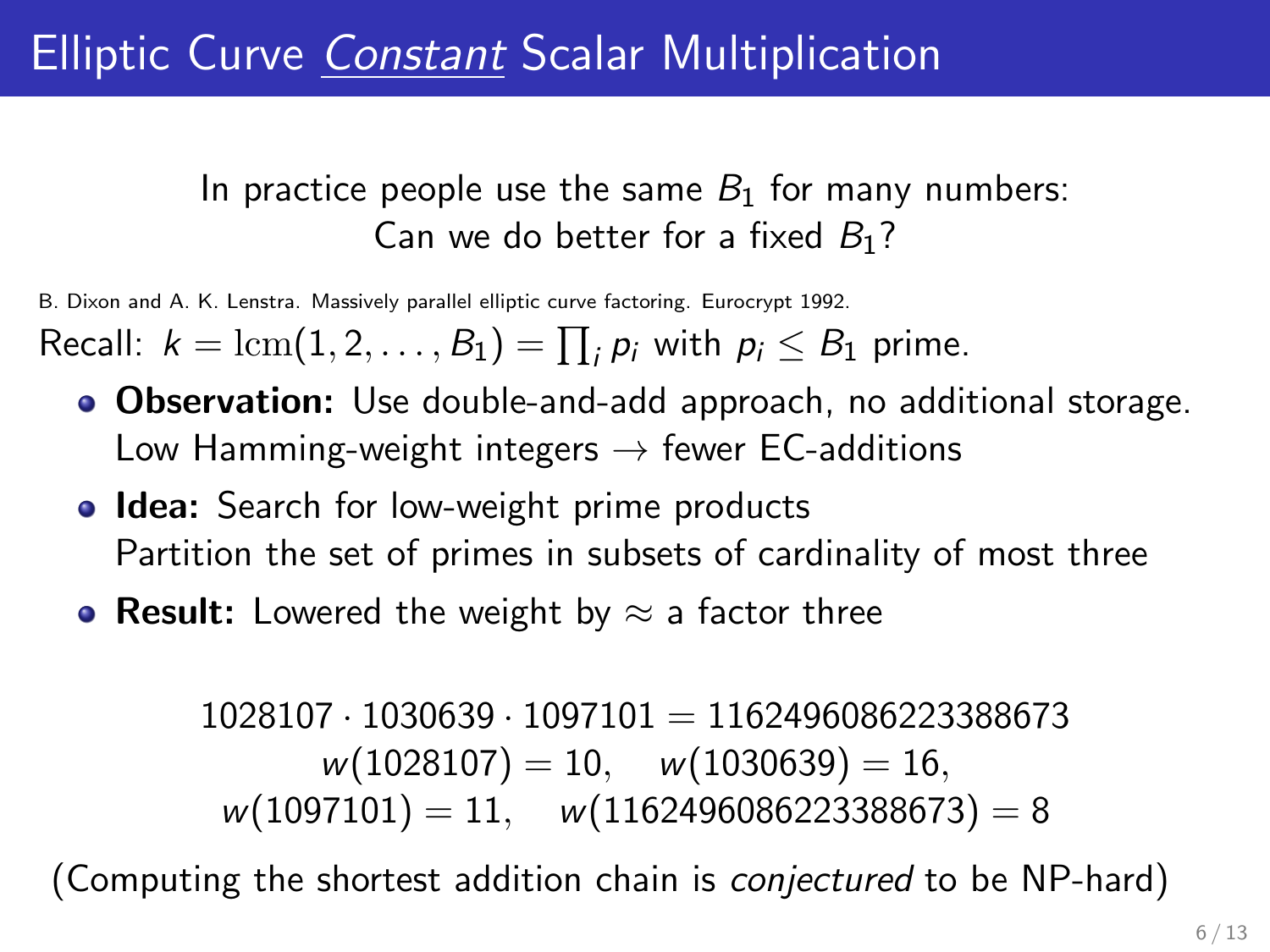# Elliptic Curve *Constant* Scalar Multiplication

In practice people use the same $B_1$ for many numbers:
Can we do better for a fixed $B_1$?

B. Dixon and A. K. Lenstra. Massively parallel elliptic curve factoring. Eurocrypt 1992.

Recall: $k = \mathrm{lcm}(1, 2, \ldots, B_1) = \prod_i p_i$ with $p_i \leq B_1$ prime.

- **Observation:** Use double-and-add approach, no additional storage. Low Hamming-weight integers → fewer EC-additions
- **Idea:** Search for low-weight prime products Partition the set of primes in subsets of cardinality of most three
- **Result:** Lowered the weight by ≈ a factor three

$$1028107 \cdot 1030639 \cdot 1097101 = 1162496086223388673$$
$$w(1028107) = 10, \quad w(1030639) = 16,$$
$$w(1097101) = 11, \quad w(1162496086223388673) = 8$$

(Computing the shortest addition chain is *conjectured* to be NP-hard)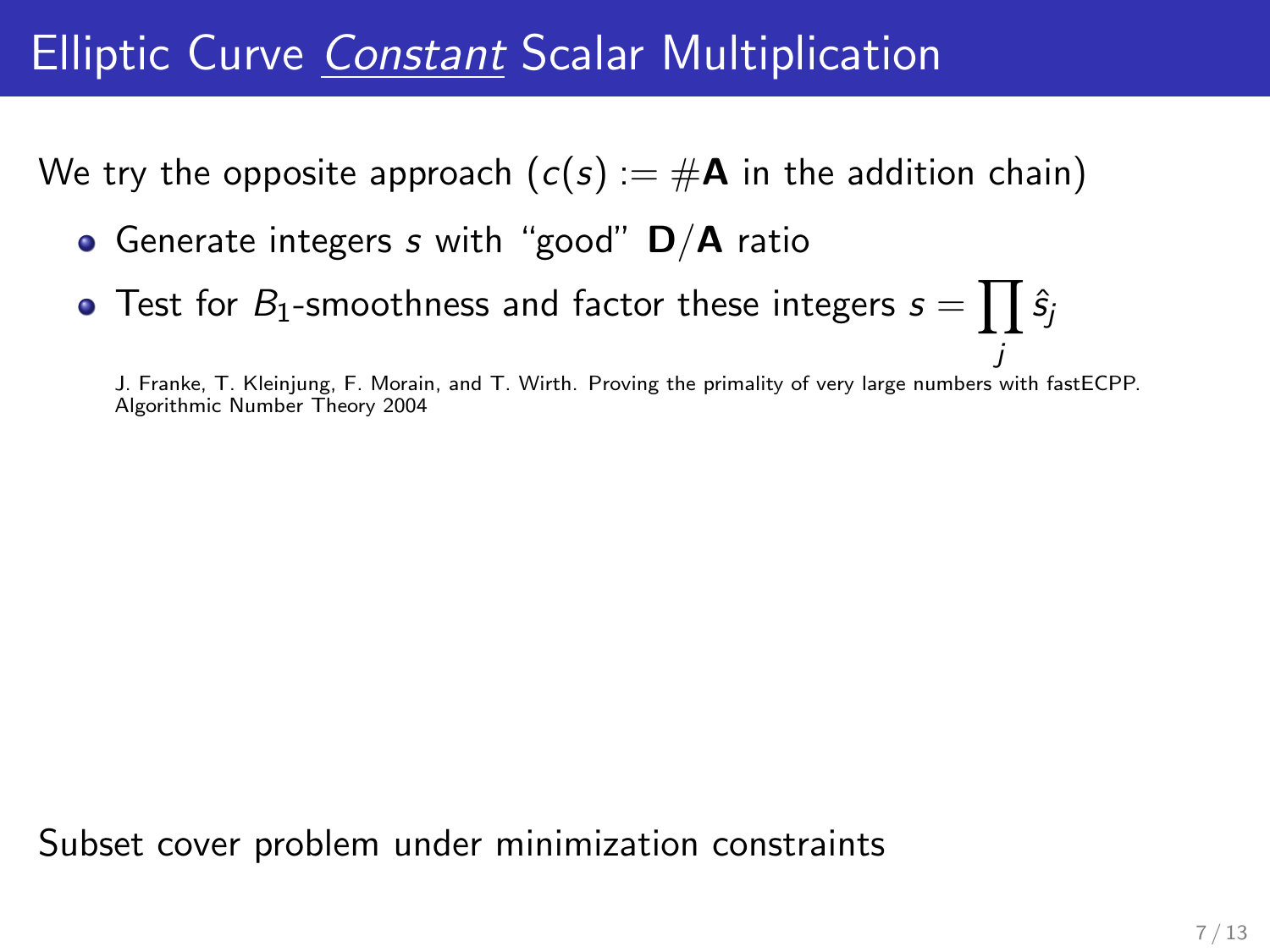# Elliptic Curve *Constant* Scalar Multiplication

We try the opposite approach ($c(s) := \#\mathbf{A}$ in the addition chain)

- Generate integers $s$ with "good" $\mathbf{D}/\mathbf{A}$ ratio
- Test for $B_1$-smoothness and factor these integers $s = \prod_j \hat{s}_j$

J. Franke, T. Kleinjung, F. Morain, and T. Wirth. Proving the primality of very large numbers with fastECPP. Algorithmic Number Theory 2004

Subset cover problem under minimization constraints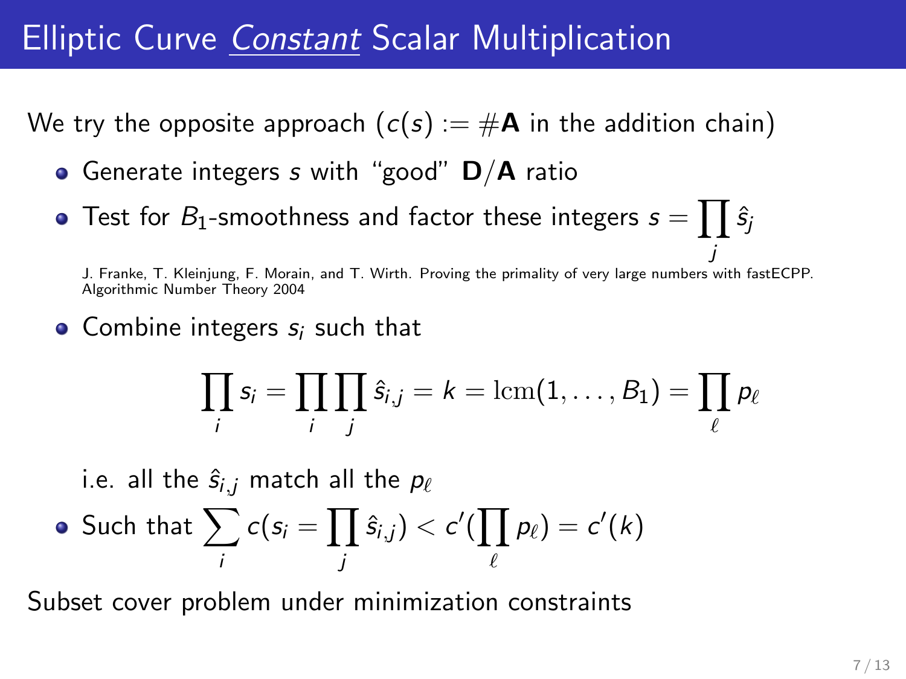# Elliptic Curve *Constant* Scalar Multiplication

We try the opposite approach ($c(s) := \#\mathbf{A}$ in the addition chain)

- Generate integers $s$ with "good" $\mathbf{D}/\mathbf{A}$ ratio
- Test for $B_1$-smoothness and factor these integers $s = \prod_j \hat{s}_j$

  J. Franke, T. Kleinjung, F. Morain, and T. Wirth. Proving the primality of very large numbers with fastECPP. Algorithmic Number Theory 2004

- Combine integers $s_i$ such that

$$\prod_i s_i = \prod_i \prod_j \hat{s}_{i,j} = k = \mathrm{lcm}(1, \ldots, B_1) = \prod_\ell p_\ell$$

  i.e. all the $\hat{s}_{i,j}$ match all the $p_\ell$

- Such that $\sum_i c(s_i = \prod_j \hat{s}_{i,j}) < c'(\prod_\ell p_\ell) = c'(k)$

Subset cover problem under minimization constraints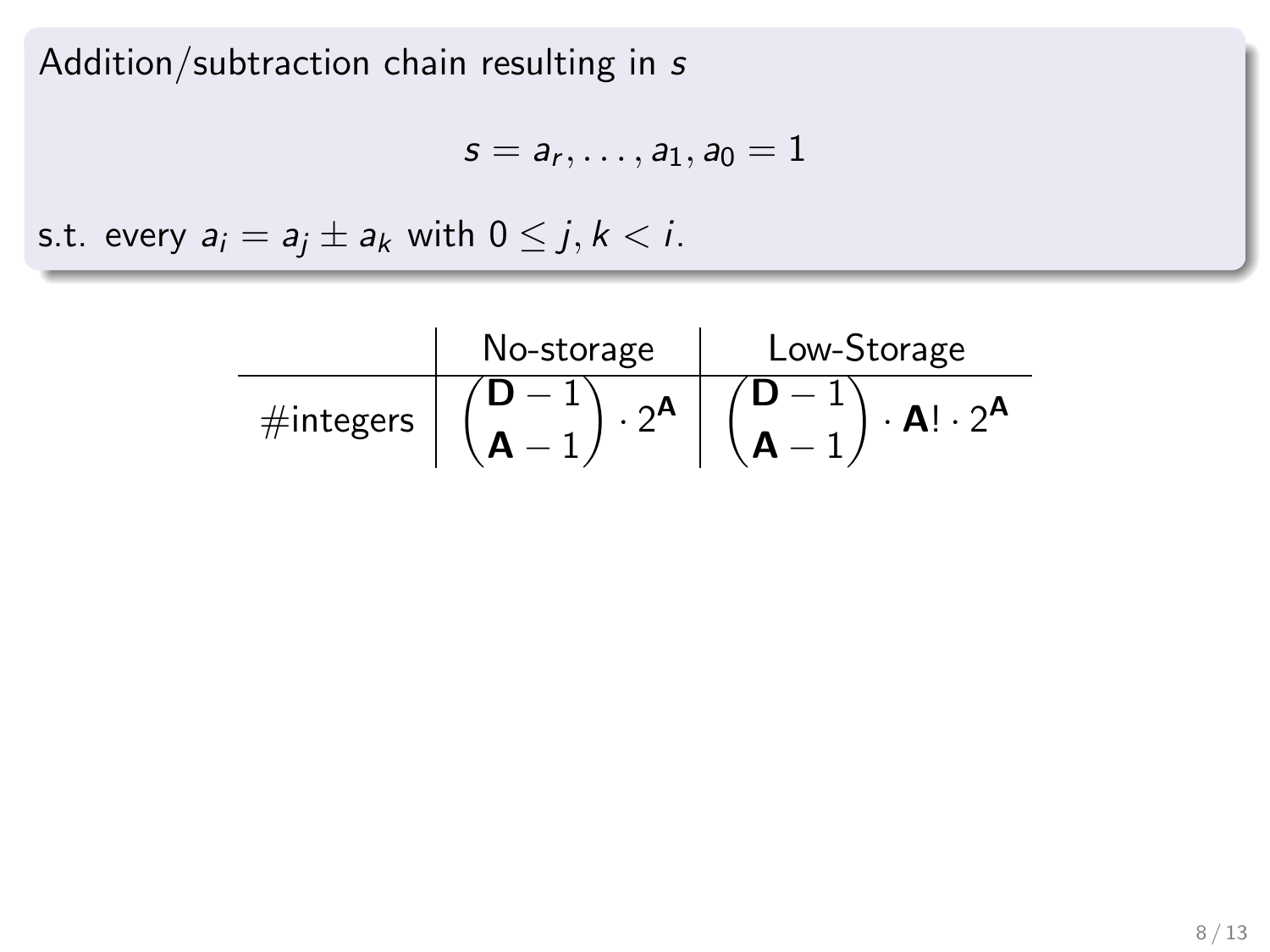Addition/subtraction chain resulting in $s$

$$s = a_r, \ldots, a_1, a_0 = 1$$

s.t. every $a_i = a_j \pm a_k$ with $0 \leq j, k < i$.

| | No-storage | Low-Storage |
|---|---|---|
| #integers | $\binom{\mathbf{D}-1}{\mathbf{A}-1} \cdot 2^{\mathbf{A}}$ | $\binom{\mathbf{D}-1}{\mathbf{A}-1} \cdot \mathbf{A}! \cdot 2^{\mathbf{A}}$ |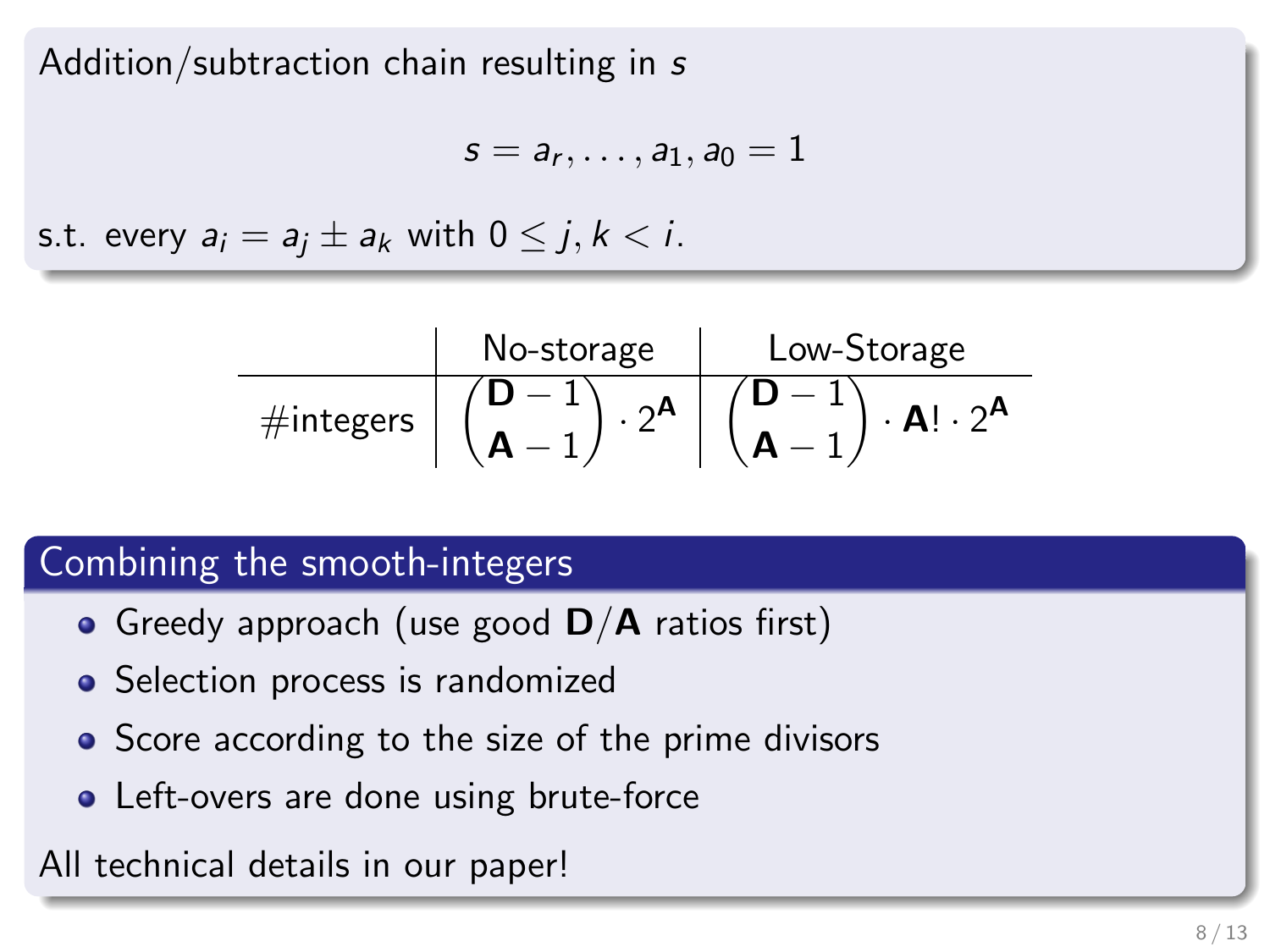Addition/subtraction chain resulting in $s$

$$s = a_r, \ldots, a_1, a_0 = 1$$

s.t. every $a_i = a_j \pm a_k$ with $0 \leq j, k < i$.

| | No-storage | Low-Storage |
|---|---|---|
| #integers | $\binom{\mathbf{D}-1}{\mathbf{A}-1} \cdot 2^{\mathbf{A}}$ | $\binom{\mathbf{D}-1}{\mathbf{A}-1} \cdot \mathbf{A}! \cdot 2^{\mathbf{A}}$ |

## Combining the smooth-integers

- Greedy approach (use good $\mathbf{D}/\mathbf{A}$ ratios first)
- Selection process is randomized
- Score according to the size of the prime divisors
- Left-overs are done using brute-force

All technical details in our paper!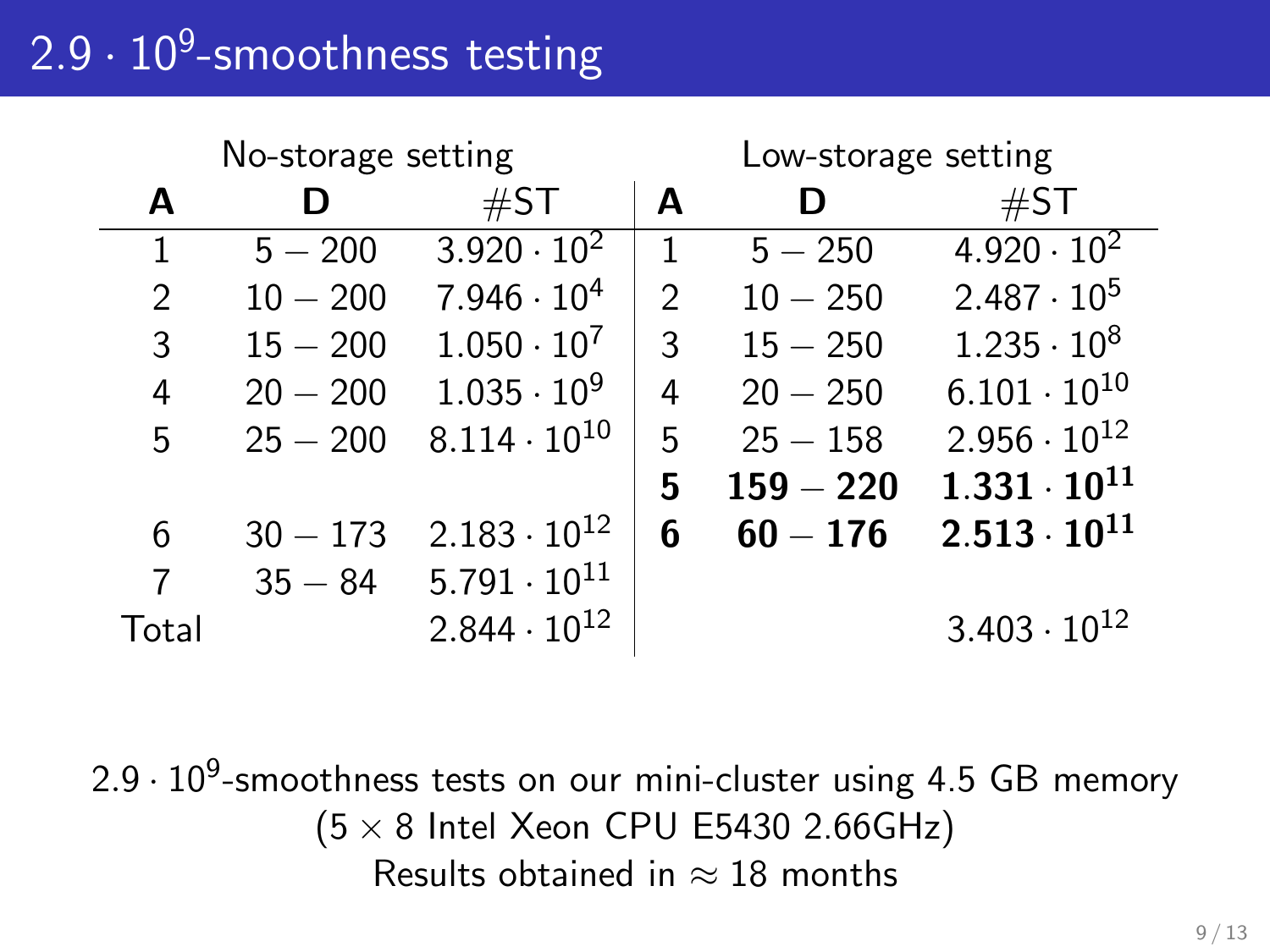# $2.9 \cdot 10^9$-smoothness testing

| No-storage setting | | | Low-storage setting | | |
|---|---|---|---|---|---|
| **A** | **D** | #ST | **A** | **D** | #ST |
| 1 | $5 - 200$ | $3.920 \cdot 10^2$ | 1 | $5 - 250$ | $4.920 \cdot 10^2$ |
| 2 | $10 - 200$ | $7.946 \cdot 10^4$ | 2 | $10 - 250$ | $2.487 \cdot 10^5$ |
| 3 | $15 - 200$ | $1.050 \cdot 10^7$ | 3 | $15 - 250$ | $1.235 \cdot 10^8$ |
| 4 | $20 - 200$ | $1.035 \cdot 10^9$ | 4 | $20 - 250$ | $6.101 \cdot 10^{10}$ |
| 5 | $25 - 200$ | $8.114 \cdot 10^{10}$ | 5 | $25 - 158$ | $2.956 \cdot 10^{12}$ |
| | | | **5** | **$159 - 220$** | **$1.331 \cdot 10^{11}$** |
| 6 | $30 - 173$ | $2.183 \cdot 10^{12}$ | **6** | **$60 - 176$** | **$2.513 \cdot 10^{11}$** |
| 7 | $35 - 84$ | $5.791 \cdot 10^{11}$ | | | |
| Total | | $2.844 \cdot 10^{12}$ | | | $3.403 \cdot 10^{12}$ |

$2.9 \cdot 10^9$-smoothness tests on our mini-cluster using 4.5 GB memory
($5 \times 8$ Intel Xeon CPU E5430 2.66GHz)
Results obtained in $\approx 18$ months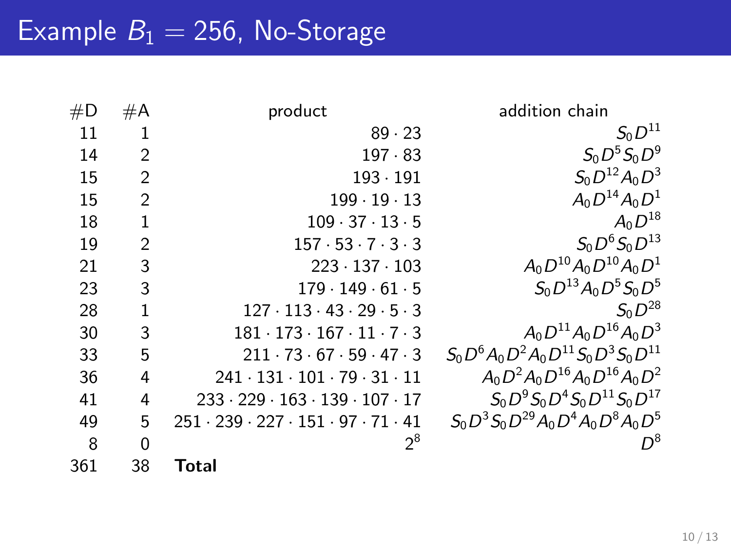# Example $B_1 = 256$, No-Storage

| #D | #A | product | addition chain |
|---|---|---|---|
| 11 | 1 | $89 \cdot 23$ | $S_0 D^{11}$ |
| 14 | 2 | $197 \cdot 83$ | $S_0 D^5 S_0 D^9$ |
| 15 | 2 | $193 \cdot 191$ | $S_0 D^{12} A_0 D^3$ |
| 15 | 2 | $199 \cdot 19 \cdot 13$ | $A_0 D^{14} A_0 D^1$ |
| 18 | 1 | $109 \cdot 37 \cdot 13 \cdot 5$ | $A_0 D^{18}$ |
| 19 | 2 | $157 \cdot 53 \cdot 7 \cdot 3 \cdot 3$ | $S_0 D^6 S_0 D^{13}$ |
| 21 | 3 | $223 \cdot 137 \cdot 103$ | $A_0 D^{10} A_0 D^{10} A_0 D^1$ |
| 23 | 3 | $179 \cdot 149 \cdot 61 \cdot 5$ | $S_0 D^{13} A_0 D^5 S_0 D^5$ |
| 28 | 1 | $127 \cdot 113 \cdot 43 \cdot 29 \cdot 5 \cdot 3$ | $S_0 D^{28}$ |
| 30 | 3 | $181 \cdot 173 \cdot 167 \cdot 11 \cdot 7 \cdot 3$ | $A_0 D^{11} A_0 D^{16} A_0 D^3$ |
| 33 | 5 | $211 \cdot 73 \cdot 67 \cdot 59 \cdot 47 \cdot 3$ | $S_0 D^6 A_0 D^2 A_0 D^{11} S_0 D^3 S_0 D^{11}$ |
| 36 | 4 | $241 \cdot 131 \cdot 101 \cdot 79 \cdot 31 \cdot 11$ | $A_0 D^2 A_0 D^{16} A_0 D^{16} A_0 D^2$ |
| 41 | 4 | $233 \cdot 229 \cdot 163 \cdot 139 \cdot 107 \cdot 17$ | $S_0 D^9 S_0 D^4 S_0 D^{11} S_0 D^{17}$ |
| 49 | 5 | $251 \cdot 239 \cdot 227 \cdot 151 \cdot 97 \cdot 71 \cdot 41$ | $S_0 D^3 S_0 D^{29} A_0 D^4 A_0 D^8 A_0 D^5$ |
| 8 | 0 | $2^8$ | $D^8$ |
| 361 | 38 | **Total** | |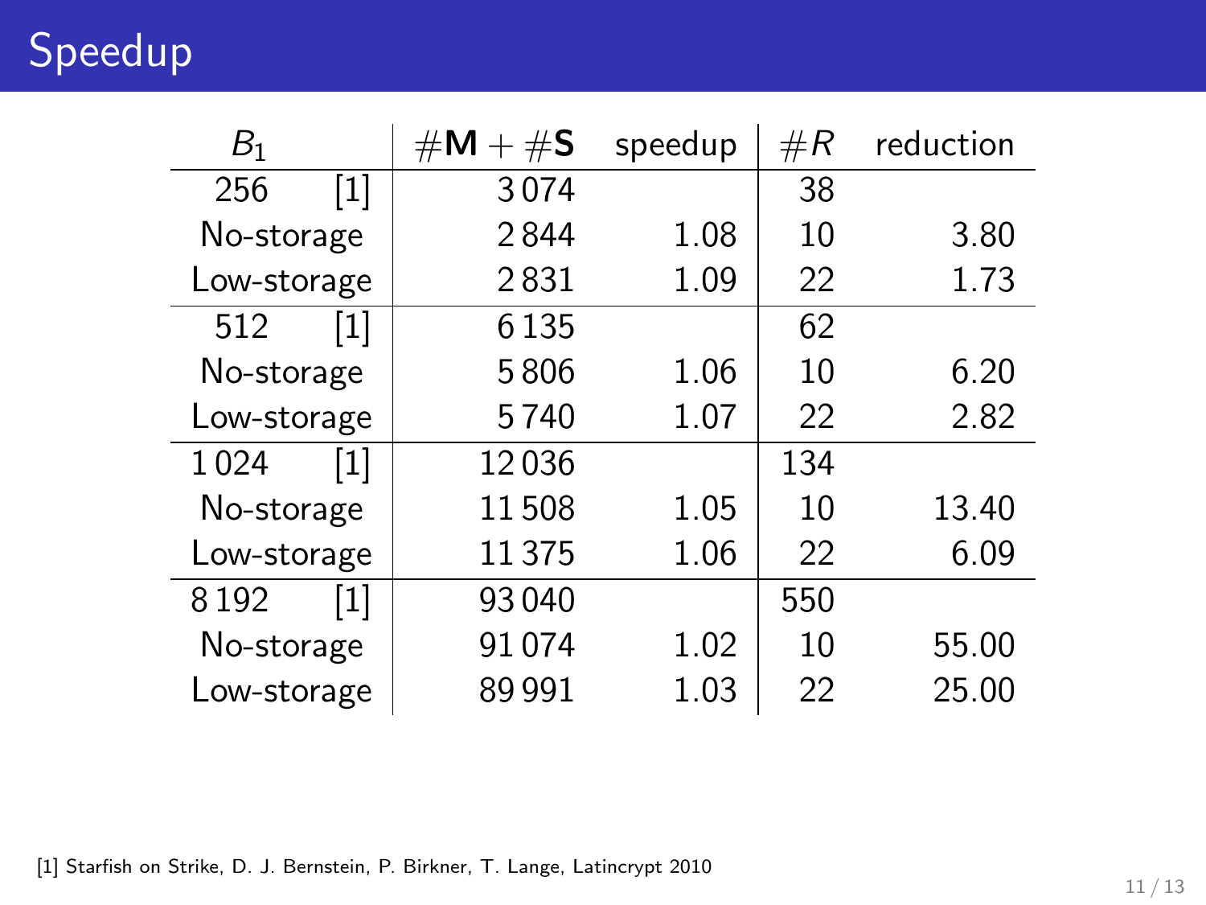# Speedup

| $B_1$ | | $\#\mathbf{M} + \#\mathbf{S}$ | speedup | $\#R$ | reduction |
|---|---|---|---|---|---|
| 256 | [1] | 3 074 | | 38 | |
| No-storage | | 2 844 | 1.08 | 10 | 3.80 |
| Low-storage | | 2 831 | 1.09 | 22 | 1.73 |
| 512 | [1] | 6 135 | | 62 | |
| No-storage | | 5 806 | 1.06 | 10 | 6.20 |
| Low-storage | | 5 740 | 1.07 | 22 | 2.82 |
| 1 024 | [1] | 12 036 | | 134 | |
| No-storage | | 11 508 | 1.05 | 10 | 13.40 |
| Low-storage | | 11 375 | 1.06 | 22 | 6.09 |
| 8 192 | [1] | 93 040 | | 550 | |
| No-storage | | 91 074 | 1.02 | 10 | 55.00 |
| Low-storage | | 89 991 | 1.03 | 22 | 25.00 |

[1] Starfish on Strike, D. J. Bernstein, P. Birkner, T. Lange, Latincrypt 2010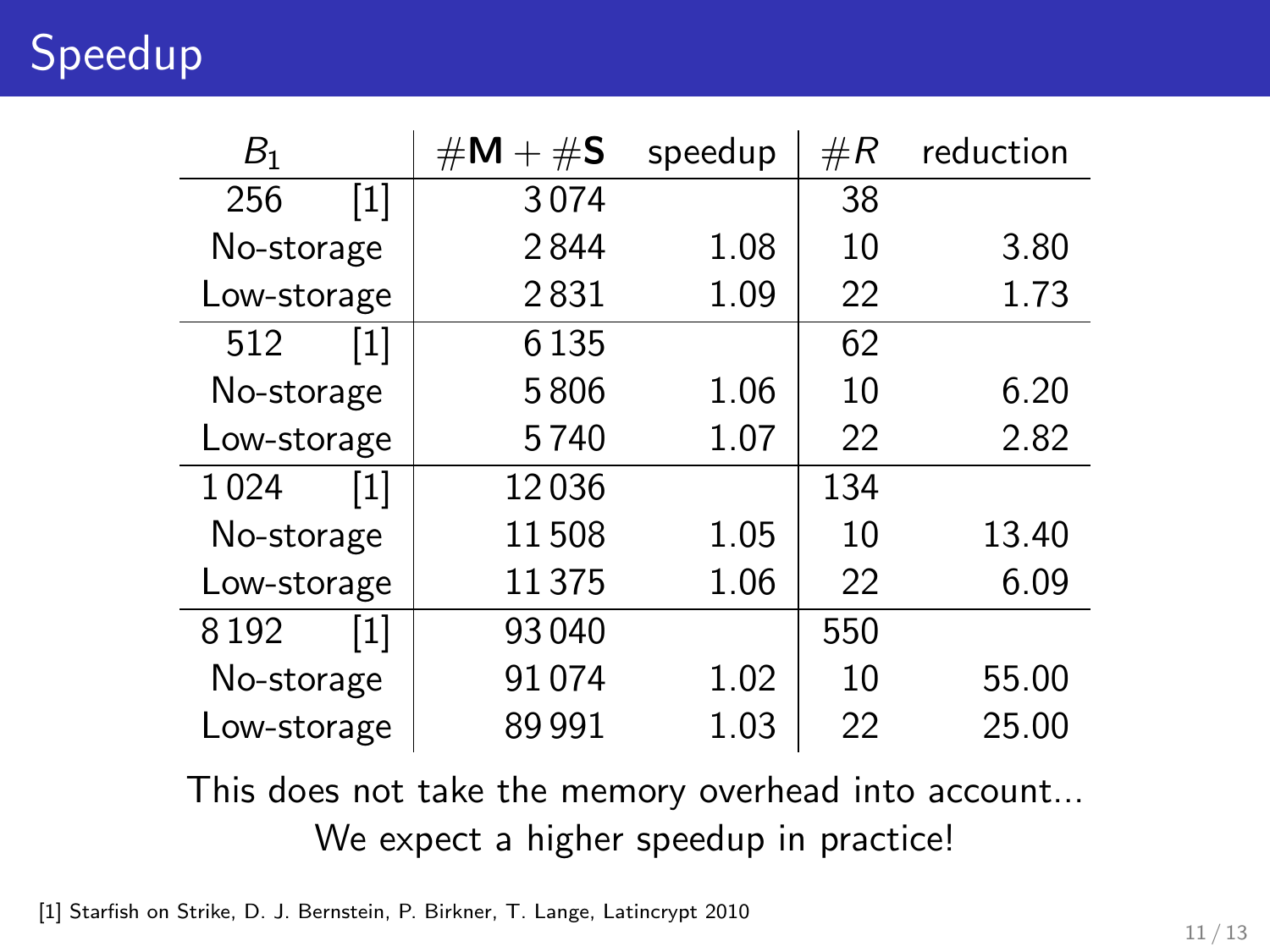# Speedup

| $B_1$ | $\#\mathbf{M} + \#\mathbf{S}$ | speedup | $\#R$ | reduction |
|---|---|---|---|---|
| 256 [1] | 3 074 | | 38 | |
| No-storage | 2 844 | 1.08 | 10 | 3.80 |
| Low-storage | 2 831 | 1.09 | 22 | 1.73 |
| 512 [1] | 6 135 | | 62 | |
| No-storage | 5 806 | 1.06 | 10 | 6.20 |
| Low-storage | 5 740 | 1.07 | 22 | 2.82 |
| 1 024 [1] | 12 036 | | 134 | |
| No-storage | 11 508 | 1.05 | 10 | 13.40 |
| Low-storage | 11 375 | 1.06 | 22 | 6.09 |
| 8 192 [1] | 93 040 | | 550 | |
| No-storage | 91 074 | 1.02 | 10 | 55.00 |
| Low-storage | 89 991 | 1.03 | 22 | 25.00 |

This does not take the memory overhead into account...

We expect a higher speedup in practice!

[1] Starfish on Strike, D. J. Bernstein, P. Birkner, T. Lange, Latincrypt 2010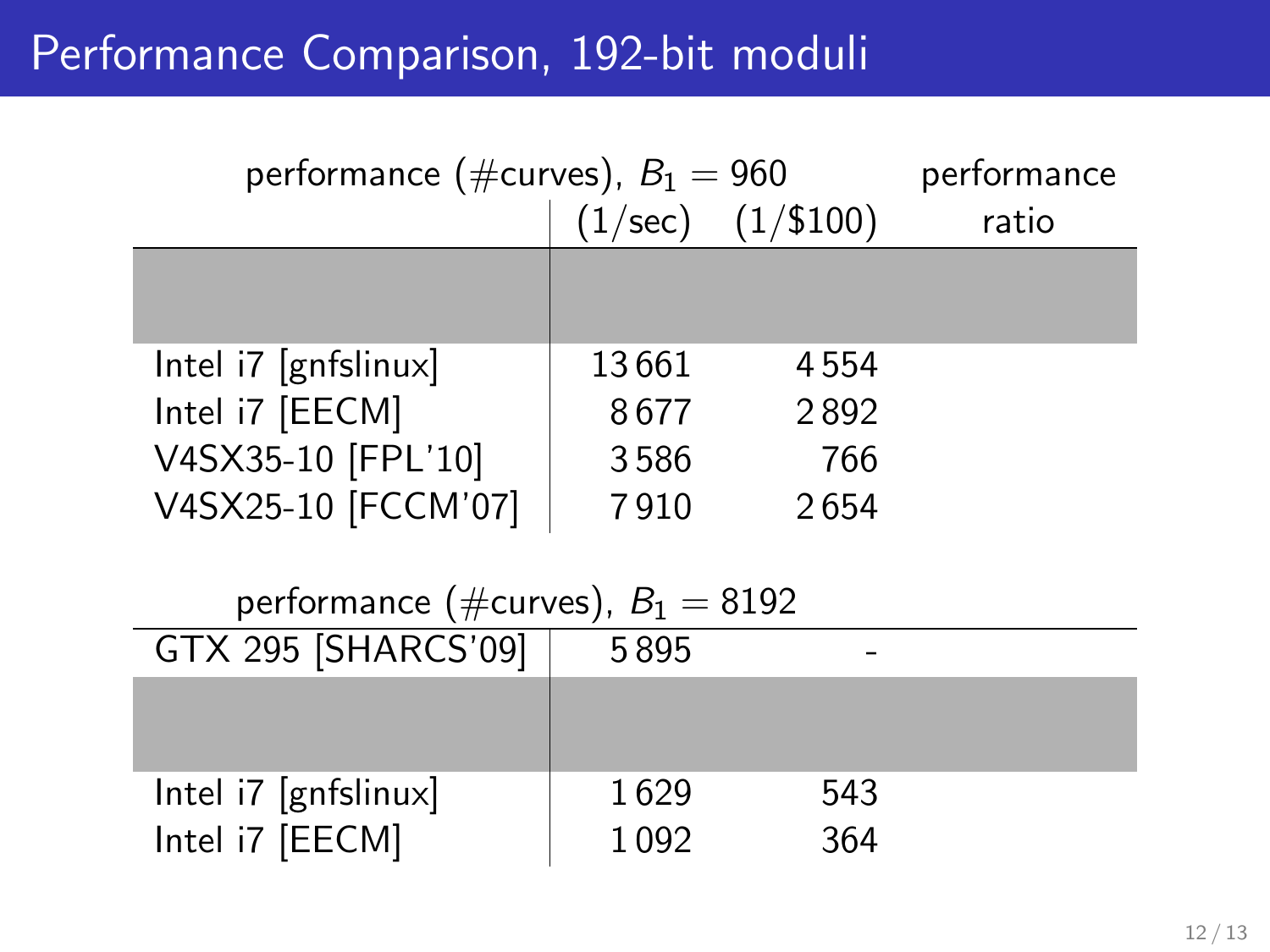# Performance Comparison, 192-bit moduli

| performance (#curves), $B_1 = 960$ | (1/sec) | (1/\$100) | performance ratio |
|---|---|---|---|
| | | | |
| Intel i7 [gnfslinux] | 13 661 | 4 554 | |
| Intel i7 [EECM] | 8 677 | 2 892 | |
| V4SX35-10 [FPL'10] | 3 586 | 766 | |
| V4SX25-10 [FCCM'07] | 7 910 | 2 654 | |

| performance (#curves), $B_1 = 8192$ | | | |
|---|---|---|---|
| GTX 295 [SHARCS'09] | 5 895 | - | |
| | | | |
| Intel i7 [gnfslinux] | 1 629 | 543 | |
| Intel i7 [EECM] | 1 092 | 364 | |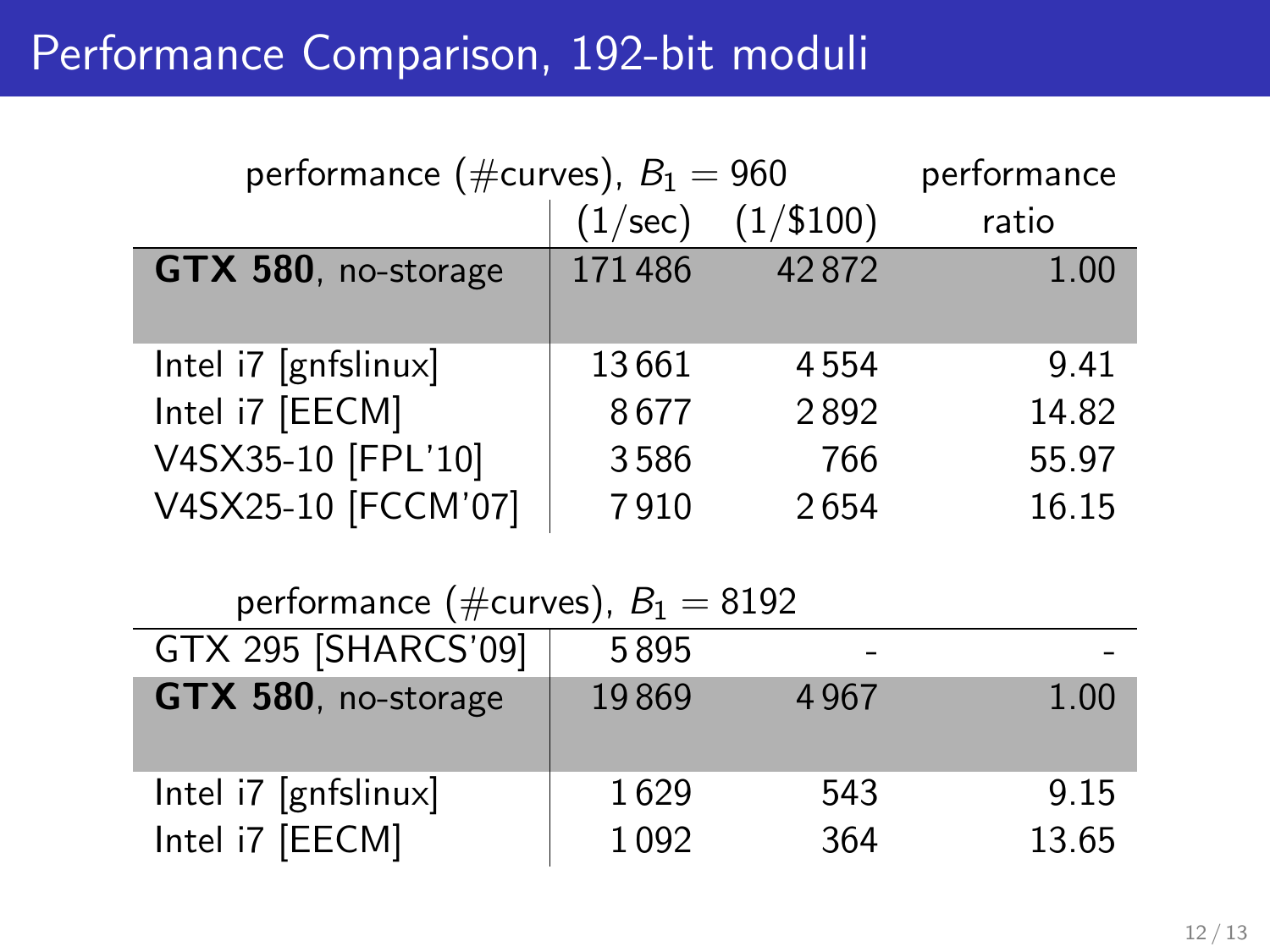# Performance Comparison, 192-bit moduli

| performance (#curves), $B_1 = 960$ | (1/sec) | (1/\$100) | performance ratio |
|---|---|---|---|
| **GTX 580**, no-storage | 171 486 | 42 872 | 1.00 |
| Intel i7 [gnfslinux] | 13 661 | 4 554 | 9.41 |
| Intel i7 [EECM] | 8 677 | 2 892 | 14.82 |
| V4SX35-10 [FPL'10] | 3 586 | 766 | 55.97 |
| V4SX25-10 [FCCM'07] | 7 910 | 2 654 | 16.15 |

| performance (#curves), $B_1 = 8192$ | | | |
|---|---|---|---|
| GTX 295 [SHARCS'09] | 5 895 | - | - |
| **GTX 580**, no-storage | 19 869 | 4 967 | 1.00 |
| Intel i7 [gnfslinux] | 1 629 | 543 | 9.15 |
| Intel i7 [EECM] | 1 092 | 364 | 13.65 |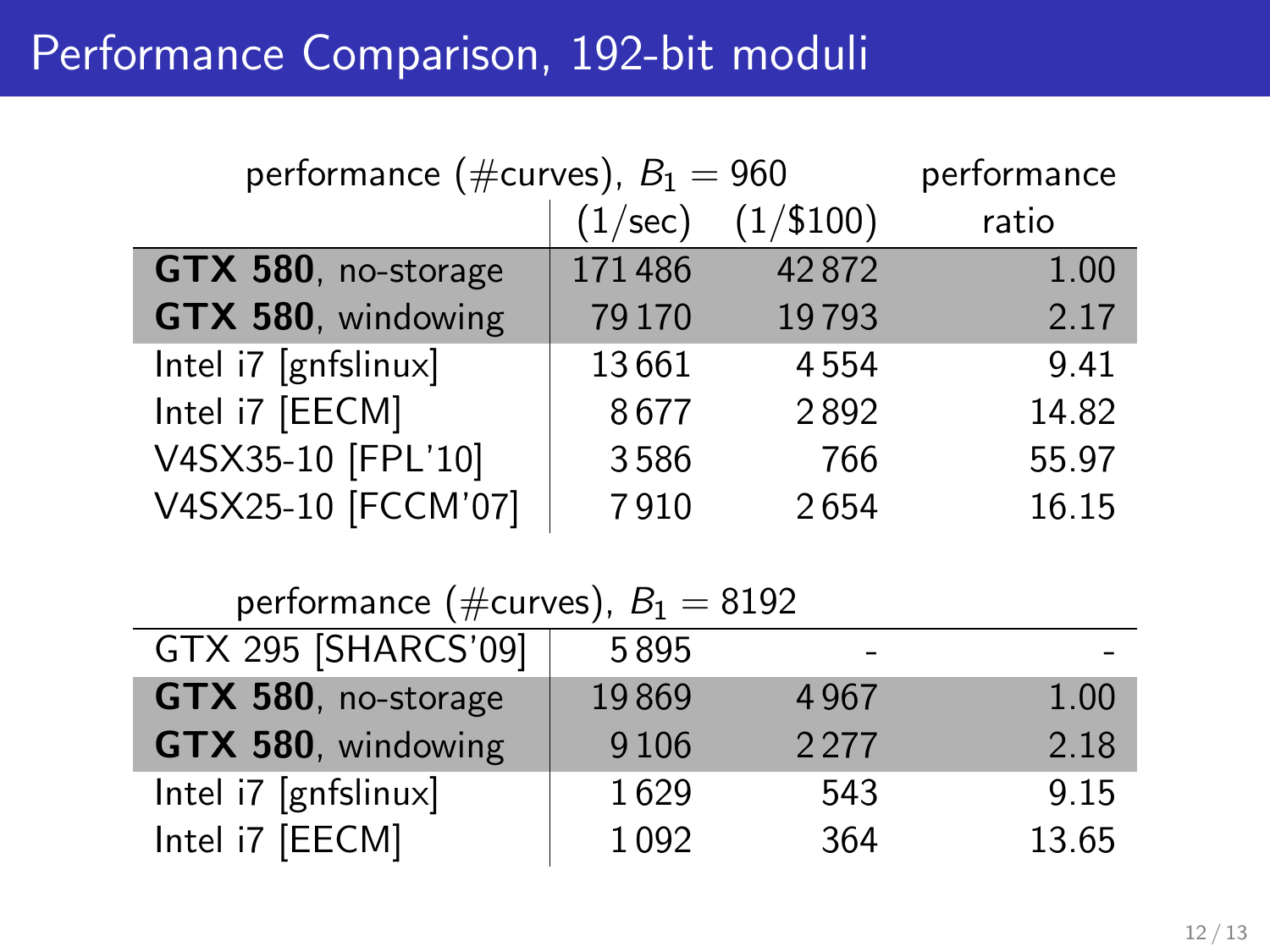# Performance Comparison, 192-bit moduli

| | performance (#curves), $B_1 = 960$ | | performance |
|---|---|---|---|
| | (1/sec) | (1/\$100) | ratio |
| **GTX 580**, no-storage | 171 486 | 42 872 | 1.00 |
| **GTX 580**, windowing | 79 170 | 19 793 | 2.17 |
| Intel i7 [gnfslinux] | 13 661 | 4 554 | 9.41 |
| Intel i7 [EECM] | 8 677 | 2 892 | 14.82 |
| V4SX35-10 [FPL'10] | 3 586 | 766 | 55.97 |
| V4SX25-10 [FCCM'07] | 7 910 | 2 654 | 16.15 |

| | performance (#curves), $B_1 = 8192$ | | |
|---|---|---|---|
| GTX 295 [SHARCS'09] | 5 895 | - | - |
| **GTX 580**, no-storage | 19 869 | 4 967 | 1.00 |
| **GTX 580**, windowing | 9 106 | 2 277 | 2.18 |
| Intel i7 [gnfslinux] | 1 629 | 543 | 9.15 |
| Intel i7 [EECM] | 1 092 | 364 | 13.65 |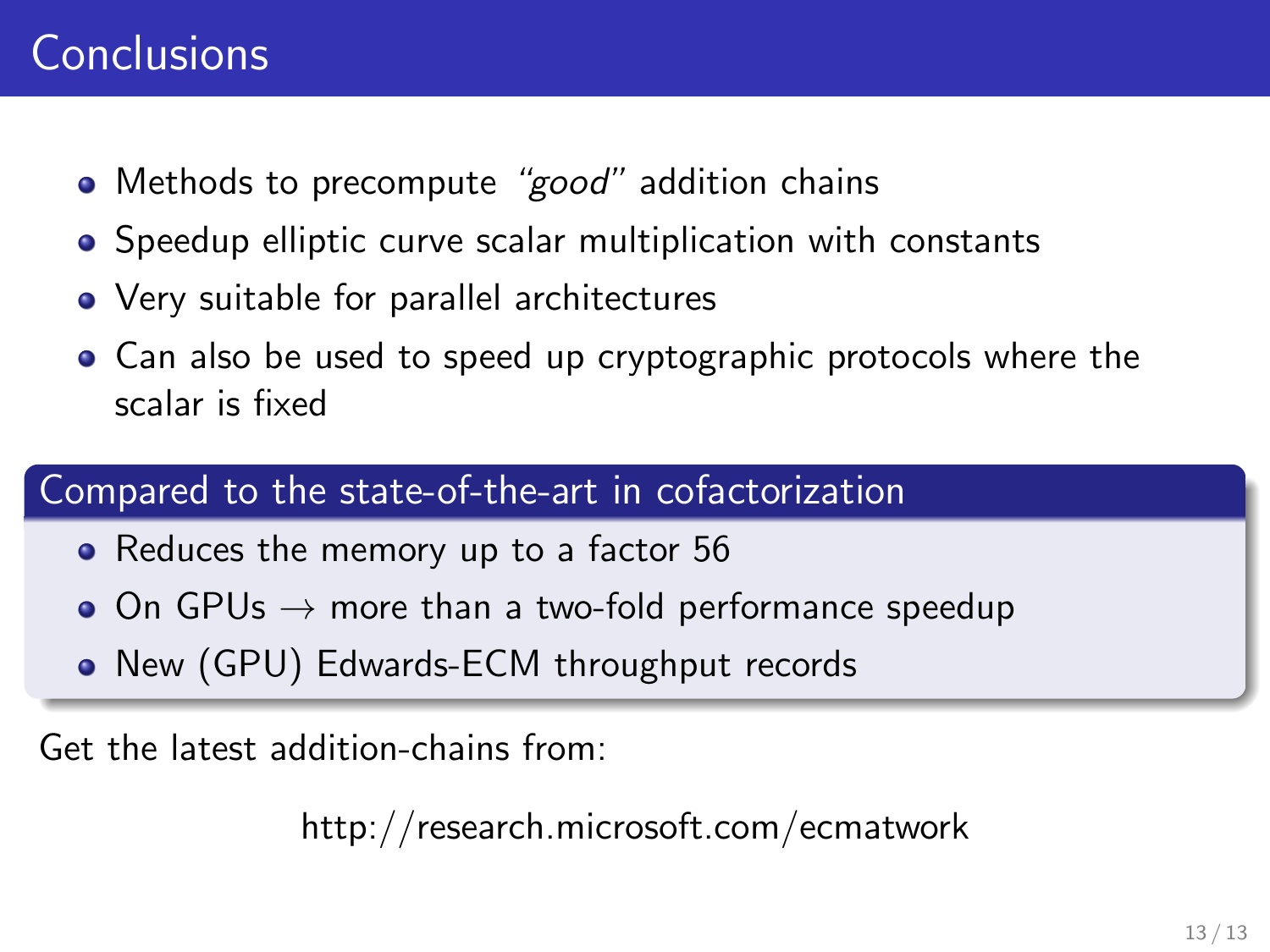# Conclusions

- Methods to precompute *"good"* addition chains
- Speedup elliptic curve scalar multiplication with constants
- Very suitable for parallel architectures
- Can also be used to speed up cryptographic protocols where the scalar is fixed

## Compared to the state-of-the-art in cofactorization

- Reduces the memory up to a factor 56
- On GPUs → more than a two-fold performance speedup
- New (GPU) Edwards-ECM throughput records

Get the latest addition-chains from:

http://research.microsoft.com/ecmatwork